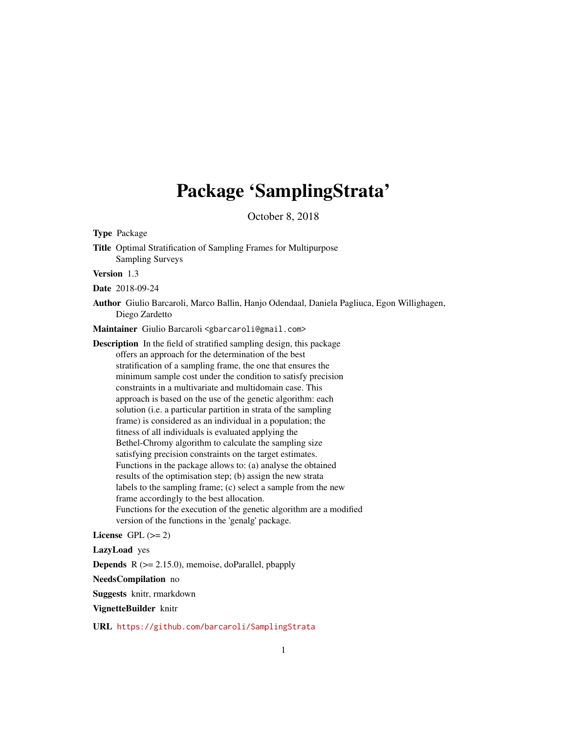# Package 'SamplingStrata'

October 8, 2018

**Type** Package

**Title** Optimal Stratification of Sampling Frames for Multipurpose Sampling Surveys

**Version** 1.3

**Date** 2018-09-24

**Author** Giulio Barcaroli, Marco Ballin, Hanjo Odendaal, Daniela Pagliuca, Egon Willighagen, Diego Zardetto

**Maintainer** Giulio Barcaroli <gbarcaroli@gmail.com>

**Description** In the field of stratified sampling design, this package offers an approach for the determination of the best stratification of a sampling frame, the one that ensures the minimum sample cost under the condition to satisfy precision constraints in a multivariate and multidomain case. This approach is based on the use of the genetic algorithm: each solution (i.e. a particular partition in strata of the sampling frame) is considered as an individual in a population; the fitness of all individuals is evaluated applying the Bethel-Chromy algorithm to calculate the sampling size satisfying precision constraints on the target estimates. Functions in the package allows to: (a) analyse the obtained results of the optimisation step; (b) assign the new strata labels to the sampling frame; (c) select a sample from the new frame accordingly to the best allocation. Functions for the execution of the genetic algorithm are a modified version of the functions in the 'genalg' package.

**License** GPL (>= 2)

**LazyLoad** yes

**Depends** R (>= 2.15.0), memoise, doParallel, pbapply

**NeedsCompilation** no

**Suggests** knitr, rmarkdown

**VignetteBuilder** knitr

**URL** https://github.com/barcaroli/SamplingStrata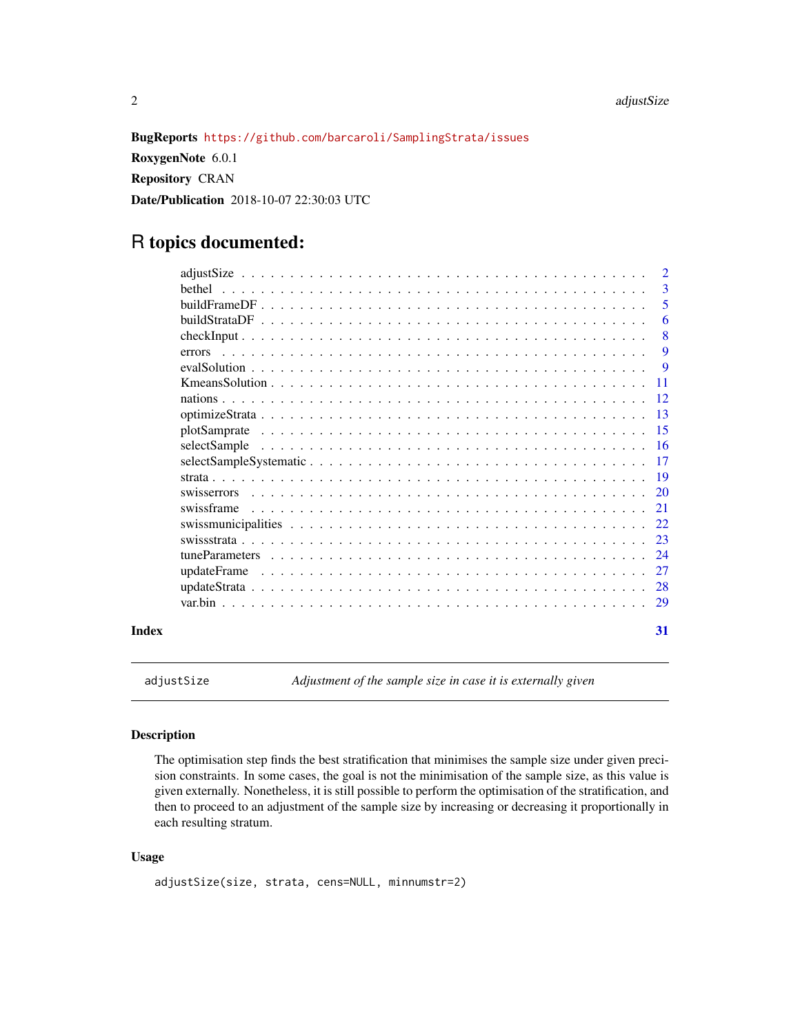**BugReports** https://github.com/barcaroli/SamplingStrata/issues

**RoxygenNote** 6.0.1

**Repository** CRAN

**Date/Publication** 2018-10-07 22:30:03 UTC

# R topics documented:

| | |
|---|---|
| adjustSize | 2 |
| bethel | 3 |
| buildFrameDF | 5 |
| buildStrataDF | 6 |
| checkInput | 8 |
| errors | 9 |
| evalSolution | 9 |
| KmeansSolution | 11 |
| nations | 12 |
| optimizeStrata | 13 |
| plotSamprate | 15 |
| selectSample | 16 |
| selectSampleSystematic | 17 |
| strata | 19 |
| swisserrors | 20 |
| swissframe | 21 |
| swissmunicipalities | 22 |
| swissstrata | 23 |
| tuneParameters | 24 |
| updateFrame | 27 |
| updateStrata | 28 |
| var.bin | 29 |
| **Index** | **31** |

---

`adjustSize` — *Adjustment of the sample size in case it is externally given*

---

## Description

The optimisation step finds the best stratification that minimises the sample size under given precision constraints. In some cases, the goal is not the minimisation of the sample size, as this value is given externally. Nonetheless, it is still possible to perform the optimisation of the stratification, and then to proceed to an adjustment of the sample size by increasing or decreasing it proportionally in each resulting stratum.

## Usage

```
adjustSize(size, strata, cens=NULL, minnumstr=2)
```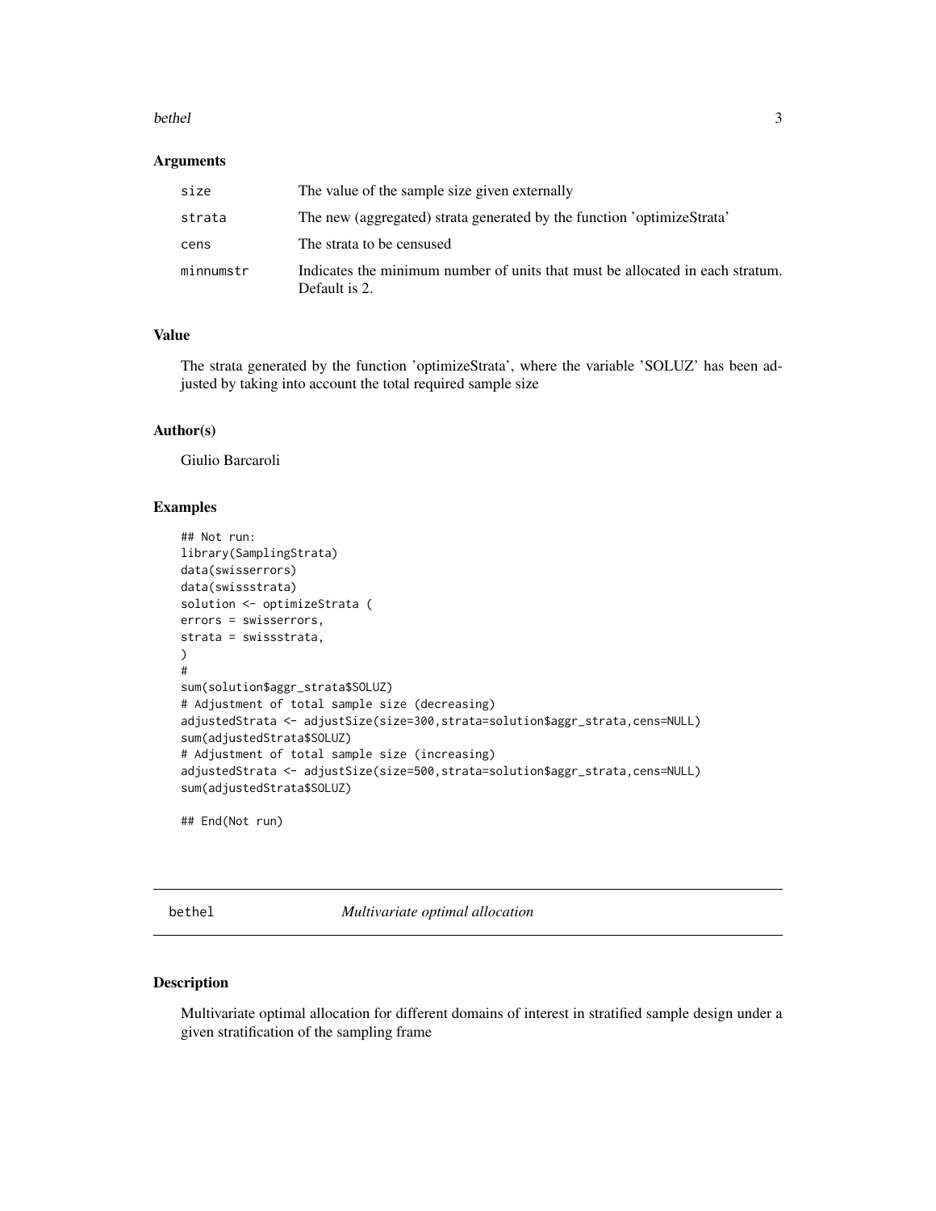### Arguments

| | |
|---|---|
| size | The value of the sample size given externally |
| strata | The new (aggregated) strata generated by the function 'optimizeStrata' |
| cens | The strata to be censused |
| minnumstr | Indicates the minimum number of units that must be allocated in each stratum. Default is 2. |

### Value

The strata generated by the function 'optimizeStrata', where the variable 'SOLUZ' has been adjusted by taking into account the total required sample size

### Author(s)

Giulio Barcaroli

### Examples

```
## Not run:
library(SamplingStrata)
data(swisserrors)
data(swissstrata)
solution <- optimizeStrata (
errors = swisserrors,
strata = swissstrata,
)
#
sum(solution$aggr_strata$SOLUZ)
# Adjustment of total sample size (decreasing)
adjustedStrata <- adjustSize(size=300,strata=solution$aggr_strata,cens=NULL)
sum(adjustedStrata$SOLUZ)
# Adjustment of total sample size (increasing)
adjustedStrata <- adjustSize(size=500,strata=solution$aggr_strata,cens=NULL)
sum(adjustedStrata$SOLUZ)

## End(Not run)
```

## bethel *Multivariate optimal allocation*

### Description

Multivariate optimal allocation for different domains of interest in stratified sample design under a given stratification of the sampling frame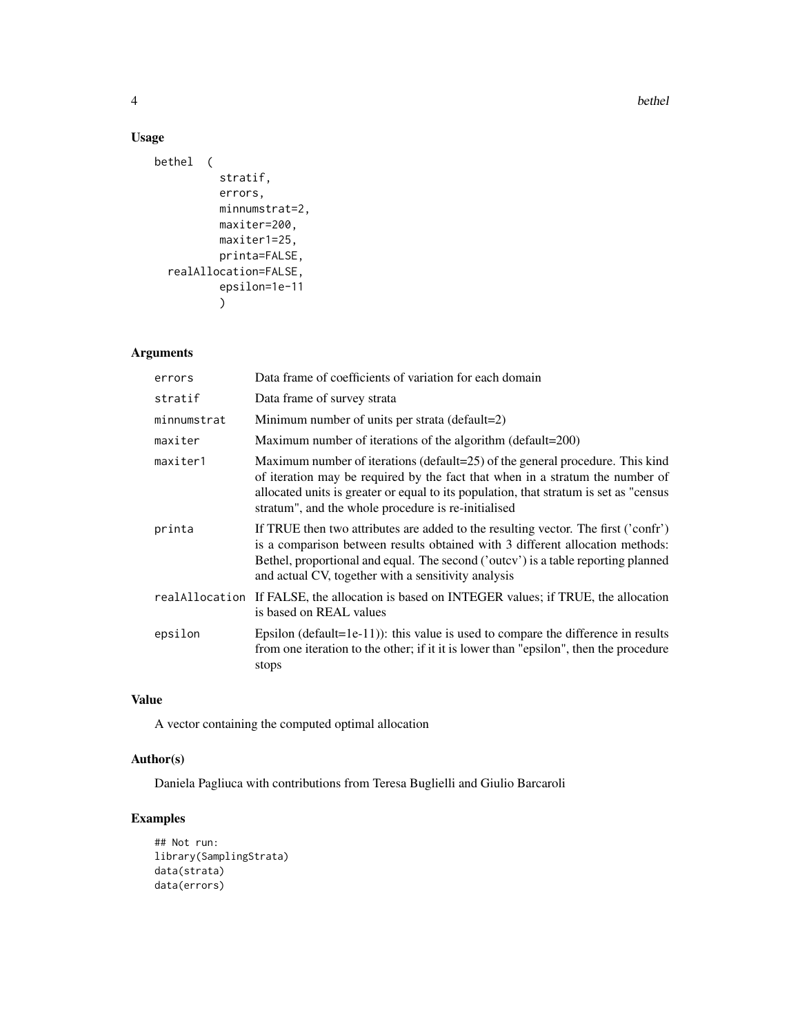## Usage

```
bethel  (
          stratif,
          errors,
          minnumstrat=2,
          maxiter=200,
          maxiter1=25,
          printa=FALSE,
  realAllocation=FALSE,
          epsilon=1e-11
          )
```

## Arguments

| | |
|---|---|
| errors | Data frame of coefficients of variation for each domain |
| stratif | Data frame of survey strata |
| minnumstrat | Minimum number of units per strata (default=2) |
| maxiter | Maximum number of iterations of the algorithm (default=200) |
| maxiter1 | Maximum number of iterations (default=25) of the general procedure. This kind of iteration may be required by the fact that when in a stratum the number of allocated units is greater or equal to its population, that stratum is set as "census stratum", and the whole procedure is re-initialised |
| printa | If TRUE then two attributes are added to the resulting vector. The first ('confr') is a comparison between results obtained with 3 different allocation methods: Bethel, proportional and equal. The second ('outcv') is a table reporting planned and actual CV, together with a sensitivity analysis |
| realAllocation | If FALSE, the allocation is based on INTEGER values; if TRUE, the allocation is based on REAL values |
| epsilon | Epsilon (default=1e-11)): this value is used to compare the difference in results from one iteration to the other; if it it is lower than "epsilon", then the procedure stops |

## Value

A vector containing the computed optimal allocation

## Author(s)

Daniela Pagliuca with contributions from Teresa Buglielli and Giulio Barcaroli

## Examples

```
## Not run:
library(SamplingStrata)
data(strata)
data(errors)
```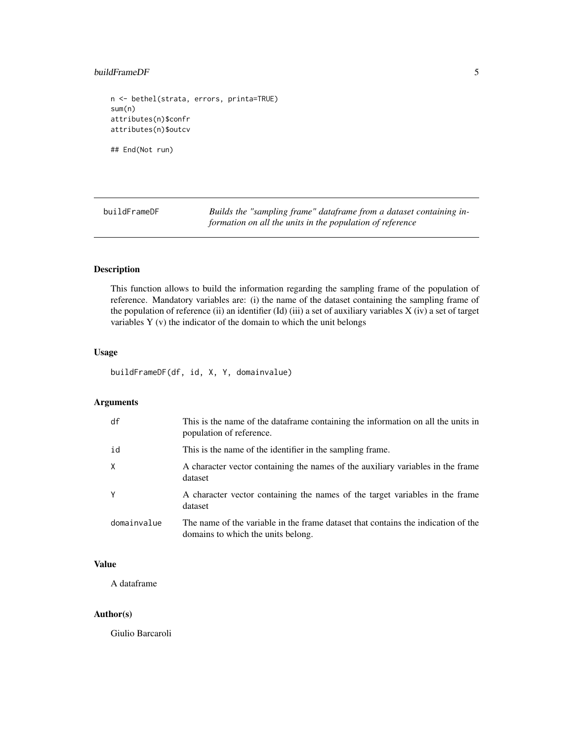```
n <- bethel(strata, errors, printa=TRUE)
sum(n)
attributes(n)$confr
attributes(n)$outcv

## End(Not run)
```

---

buildFrameDF — *Builds the "sampling frame" dataframe from a dataset containing information on all the units in the population of reference*

---

## Description

This function allows to build the information regarding the sampling frame of the population of reference. Mandatory variables are: (i) the name of the dataset containing the sampling frame of the population of reference (ii) an identifier (Id) (iii) a set of auxiliary variables X (iv) a set of target variables Y (v) the indicator of the domain to which the unit belongs

## Usage

```
buildFrameDF(df, id, X, Y, domainvalue)
```

## Arguments

| | |
|---|---|
| df | This is the name of the dataframe containing the information on all the units in population of reference. |
| id | This is the name of the identifier in the sampling frame. |
| X | A character vector containing the names of the auxiliary variables in the frame dataset |
| Y | A character vector containing the names of the target variables in the frame dataset |
| domainvalue | The name of the variable in the frame dataset that contains the indication of the domains to which the units belong. |

## Value

A dataframe

## Author(s)

Giulio Barcaroli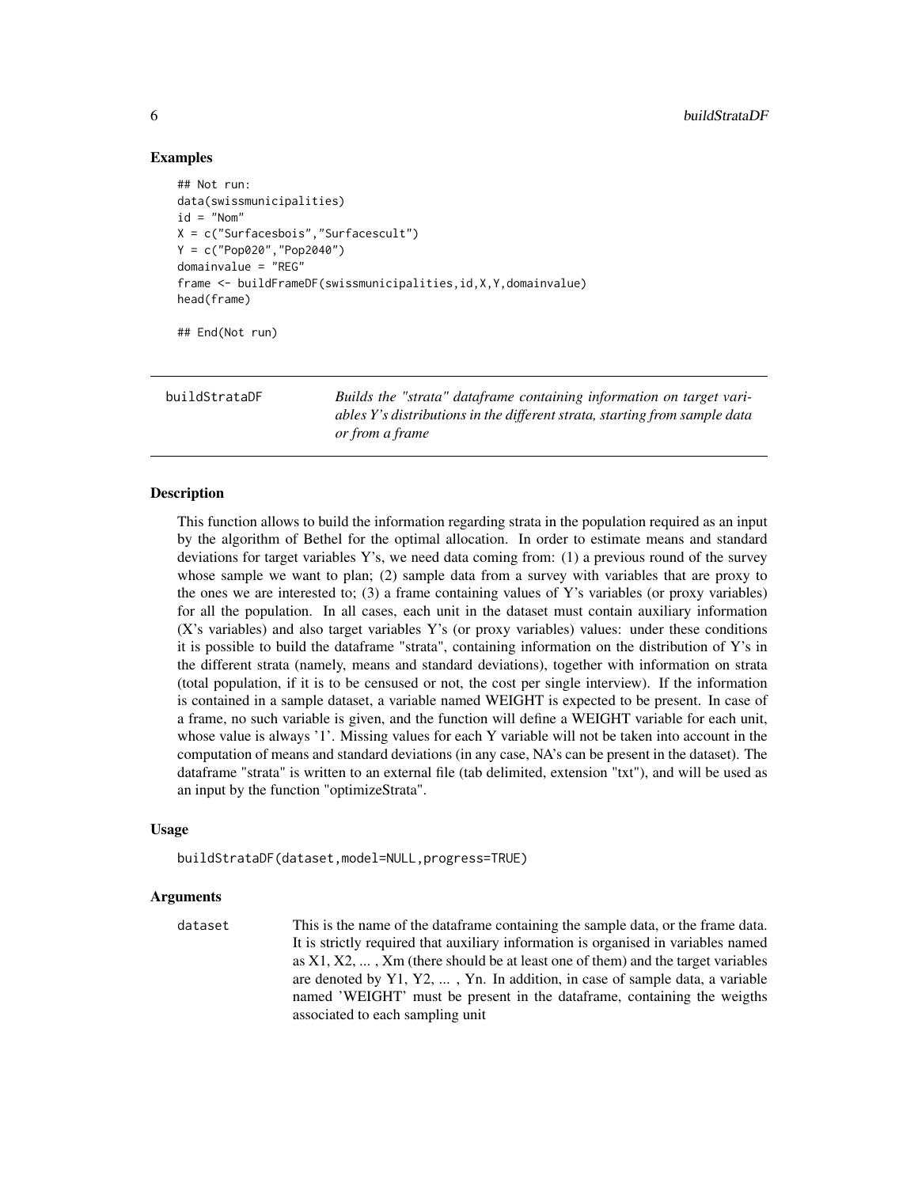### Examples

```
## Not run:
data(swissmunicipalities)
id = "Nom"
X = c("Surfacesbois","Surfacescult")
Y = c("Pop020","Pop2040")
domainvalue = "REG"
frame <- buildFrameDF(swissmunicipalities,id,X,Y,domainvalue)
head(frame)

## End(Not run)
```

---

## buildStrataDF

*Builds the "strata" dataframe containing information on target variables Y's distributions in the different strata, starting from sample data or from a frame*

---

### Description

This function allows to build the information regarding strata in the population required as an input by the algorithm of Bethel for the optimal allocation. In order to estimate means and standard deviations for target variables Y's, we need data coming from: (1) a previous round of the survey whose sample we want to plan; (2) sample data from a survey with variables that are proxy to the ones we are interested to; (3) a frame containing values of Y's variables (or proxy variables) for all the population. In all cases, each unit in the dataset must contain auxiliary information (X's variables) and also target variables Y's (or proxy variables) values: under these conditions it is possible to build the dataframe "strata", containing information on the distribution of Y's in the different strata (namely, means and standard deviations), together with information on strata (total population, if it is to be censused or not, the cost per single interview). If the information is contained in a sample dataset, a variable named WEIGHT is expected to be present. In case of a frame, no such variable is given, and the function will define a WEIGHT variable for each unit, whose value is always '1'. Missing values for each Y variable will not be taken into account in the computation of means and standard deviations (in any case, NA's can be present in the dataset). The dataframe "strata" is written to an external file (tab delimited, extension "txt"), and will be used as an input by the function "optimizeStrata".

### Usage

```
buildStrataDF(dataset,model=NULL,progress=TRUE)
```

### Arguments

`dataset` This is the name of the dataframe containing the sample data, or the frame data. It is strictly required that auxiliary information is organised in variables named as X1, X2, ... , Xm (there should be at least one of them) and the target variables are denoted by Y1, Y2, ... , Yn. In addition, in case of sample data, a variable named 'WEIGHT' must be present in the dataframe, containing the weigths associated to each sampling unit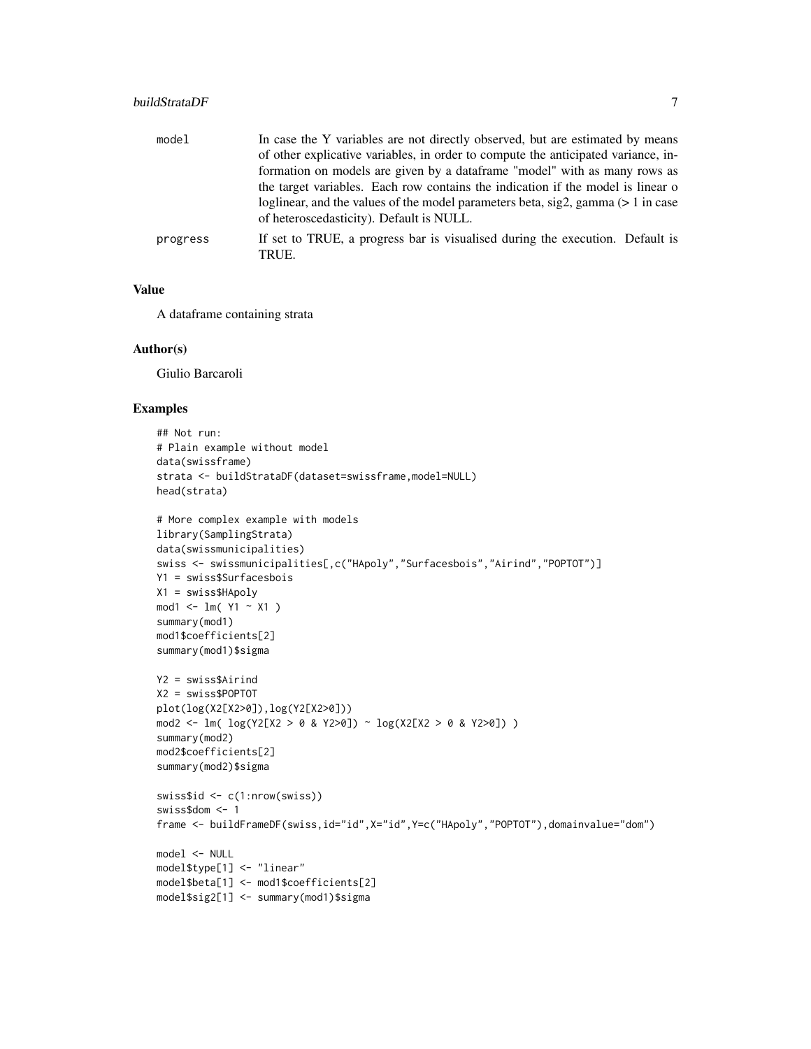| | |
|---|---|
| model | In case the Y variables are not directly observed, but are estimated by means of other explicative variables, in order to compute the anticipated variance, information on models are given by a dataframe "model" with as many rows as the target variables. Each row contains the indication if the model is linear o loglinear, and the values of the model parameters beta, sig2, gamma (> 1 in case of heteroscedasticity). Default is NULL. |
| progress | If set to TRUE, a progress bar is visualised during the execution. Default is TRUE. |

## Value

A dataframe containing strata

## Author(s)

Giulio Barcaroli

## Examples

```
## Not run:
# Plain example without model
data(swissframe)
strata <- buildStrataDF(dataset=swissframe,model=NULL)
head(strata)

# More complex example with models
library(SamplingStrata)
data(swissmunicipalities)
swiss <- swissmunicipalities[,c("HApoly","Surfacesbois","Airind","POPTOT")]
Y1 = swiss$Surfacesbois
X1 = swiss$HApoly
mod1 <- lm( Y1 ~ X1 )
summary(mod1)
mod1$coefficients[2]
summary(mod1)$sigma

Y2 = swiss$Airind
X2 = swiss$POPTOT
plot(log(X2[X2>0]),log(Y2[X2>0]))
mod2 <- lm( log(Y2[X2 > 0 & Y2>0]) ~ log(X2[X2 > 0 & Y2>0]) )
summary(mod2)
mod2$coefficients[2]
summary(mod2)$sigma

swiss$id <- c(1:nrow(swiss))
swiss$dom <- 1
frame <- buildFrameDF(swiss,id="id",X="id",Y=c("HApoly","POPTOT"),domainvalue="dom")

model <- NULL
model$type[1] <- "linear"
model$beta[1] <- mod1$coefficients[2]
model$sig2[1] <- summary(mod1)$sigma
```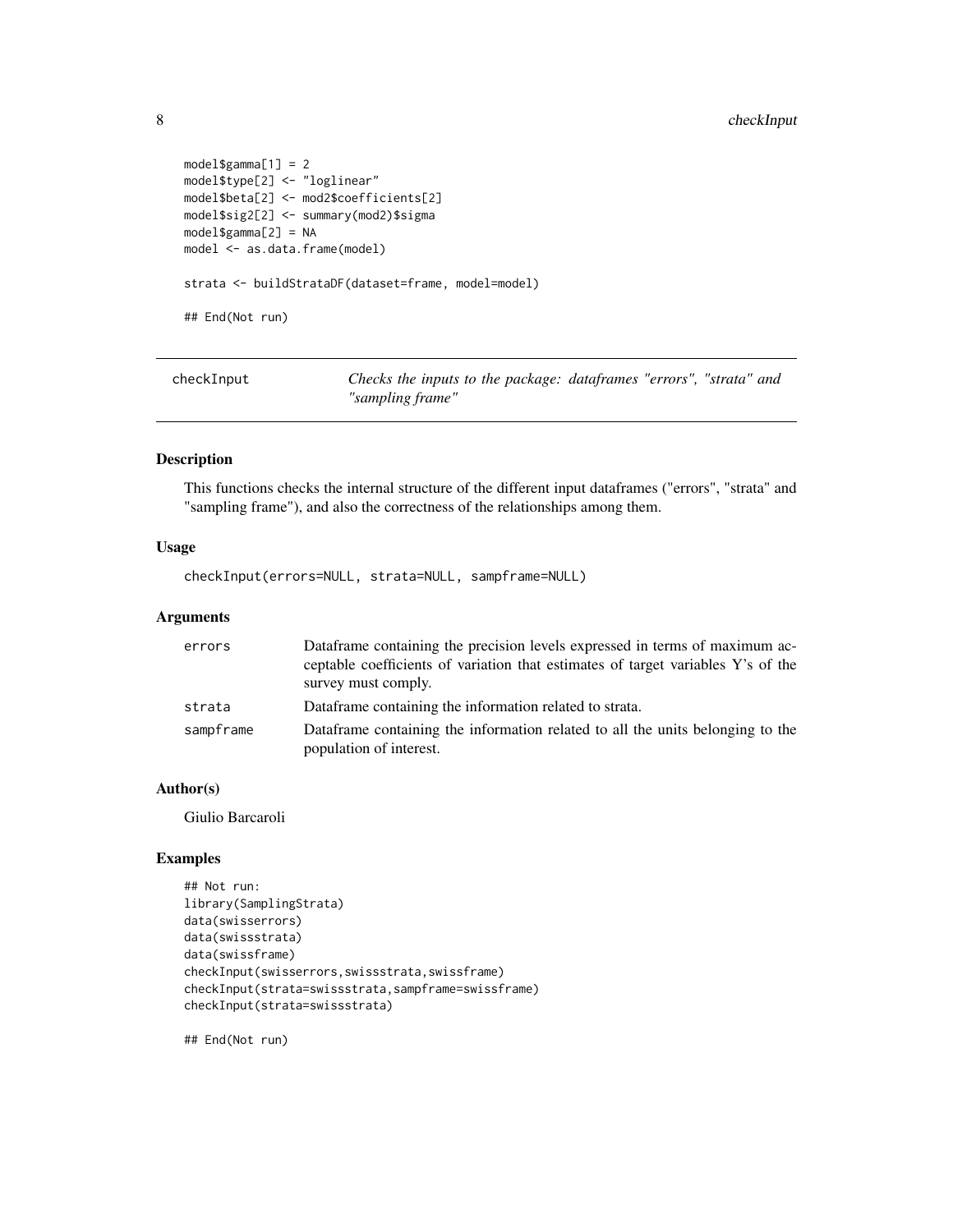```
model$gamma[1] = 2
model$type[2] <- "loglinear"
model$beta[2] <- mod2$coefficients[2]
model$sig2[2] <- summary(mod2)$sigma
model$gamma[2] = NA
model <- as.data.frame(model)

strata <- buildStrataDF(dataset=frame, model=model)

## End(Not run)
```

## checkInput — *Checks the inputs to the package: dataframes "errors", "strata" and "sampling frame"*

### Description

This functions checks the internal structure of the different input dataframes ("errors", "strata" and "sampling frame"), and also the correctness of the relationships among them.

### Usage

```
checkInput(errors=NULL, strata=NULL, sampframe=NULL)
```

### Arguments

| | |
|---|---|
| errors | Dataframe containing the precision levels expressed in terms of maximum acceptable coefficients of variation that estimates of target variables Y's of the survey must comply. |
| strata | Dataframe containing the information related to strata. |
| sampframe | Dataframe containing the information related to all the units belonging to the population of interest. |

### Author(s)

Giulio Barcaroli

### Examples

```
## Not run:
library(SamplingStrata)
data(swisserrors)
data(swissstrata)
data(swissframe)
checkInput(swisserrors,swissstrata,swissframe)
checkInput(strata=swissstrata,sampframe=swissframe)
checkInput(strata=swissstrata)

## End(Not run)
```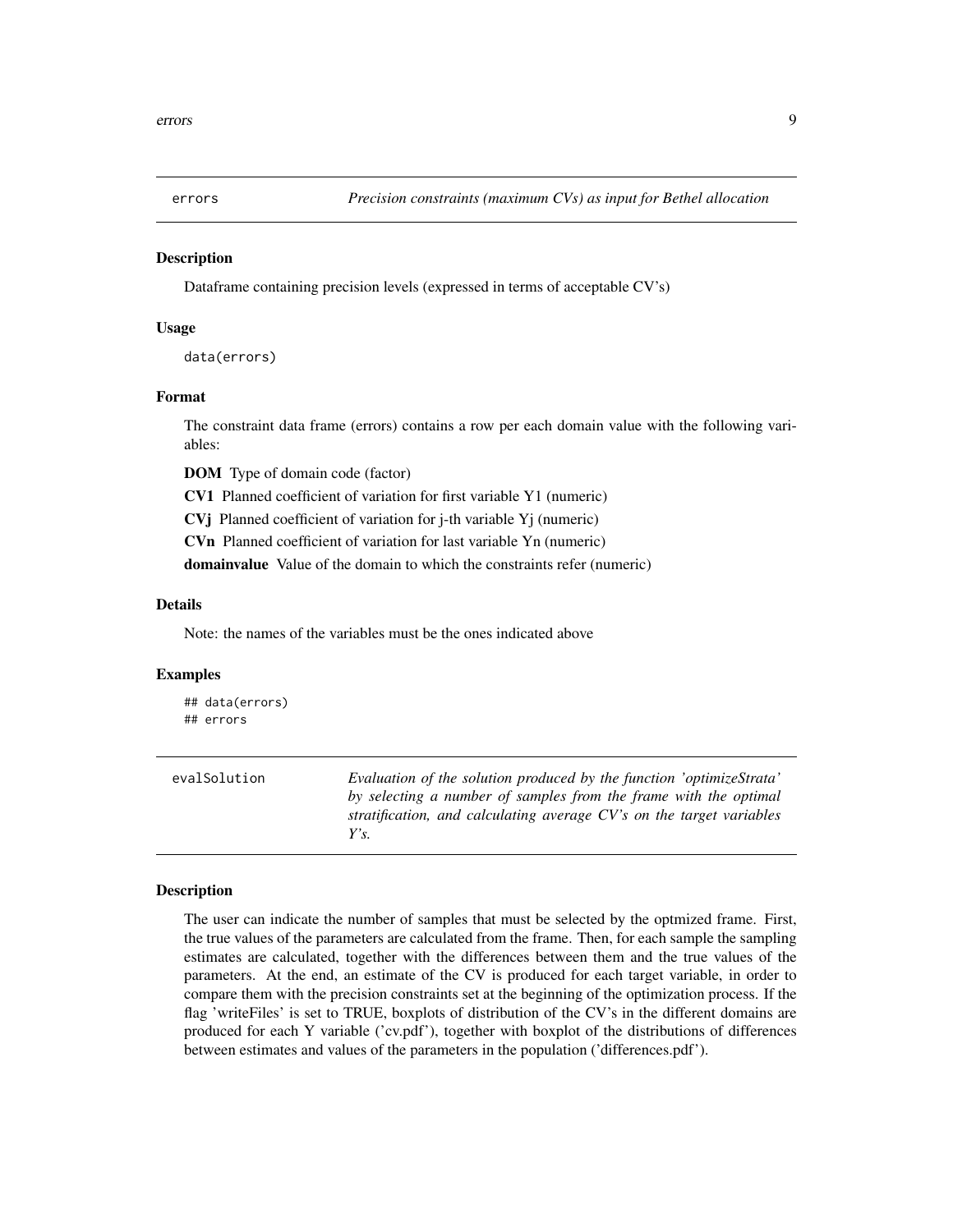## errors — *Precision constraints (maximum CVs) as input for Bethel allocation*

### Description

Dataframe containing precision levels (expressed in terms of acceptable CV's)

### Usage

```
data(errors)
```

### Format

The constraint data frame (errors) contains a row per each domain value with the following variables:

**DOM** Type of domain code (factor)

**CV1** Planned coefficient of variation for first variable Y1 (numeric)

**CVj** Planned coefficient of variation for j-th variable Yj (numeric)

**CVn** Planned coefficient of variation for last variable Yn (numeric)

**domainvalue** Value of the domain to which the constraints refer (numeric)

### Details

Note: the names of the variables must be the ones indicated above

### Examples

```
## data(errors)
## errors
```

## evalSolution — *Evaluation of the solution produced by the function 'optimizeStrata' by selecting a number of samples from the frame with the optimal stratification, and calculating average CV's on the target variables Y's.*

### Description

The user can indicate the number of samples that must be selected by the optmized frame. First, the true values of the parameters are calculated from the frame. Then, for each sample the sampling estimates are calculated, together with the differences between them and the true values of the parameters. At the end, an estimate of the CV is produced for each target variable, in order to compare them with the precision constraints set at the beginning of the optimization process. If the flag 'writeFiles' is set to TRUE, boxplots of distribution of the CV's in the different domains are produced for each Y variable ('cv.pdf'), together with boxplot of the distributions of differences between estimates and values of the parameters in the population ('differences.pdf').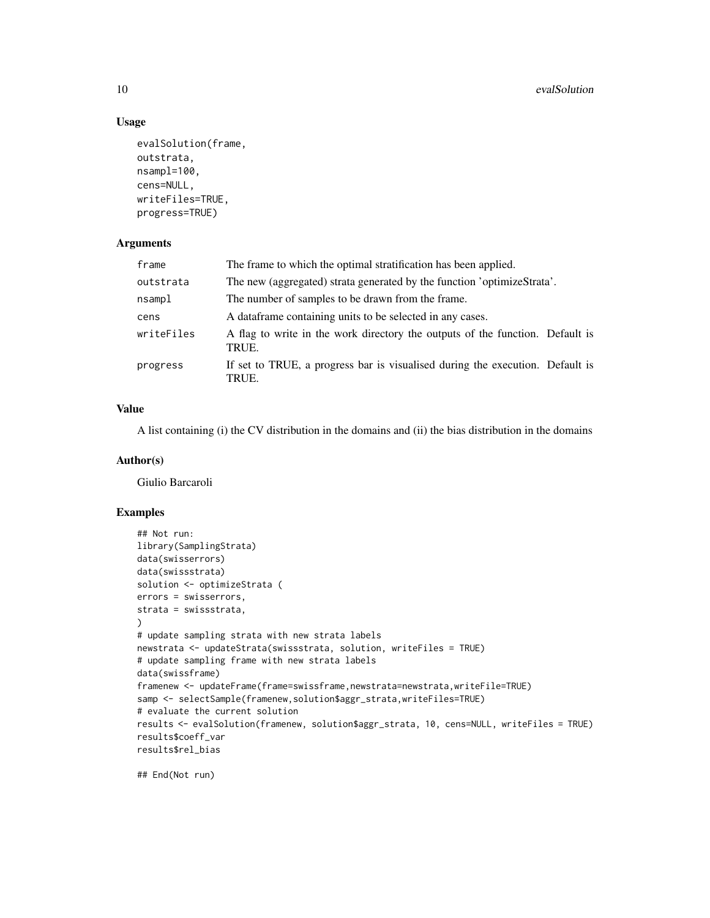## Usage

```
evalSolution(frame,
outstrata,
nsampl=100,
cens=NULL,
writeFiles=TRUE,
progress=TRUE)
```

## Arguments

| | |
|---|---|
| frame | The frame to which the optimal stratification has been applied. |
| outstrata | The new (aggregated) strata generated by the function 'optimizeStrata'. |
| nsampl | The number of samples to be drawn from the frame. |
| cens | A dataframe containing units to be selected in any cases. |
| writeFiles | A flag to write in the work directory the outputs of the function. Default is TRUE. |
| progress | If set to TRUE, a progress bar is visualised during the execution. Default is TRUE. |

## Value

A list containing (i) the CV distribution in the domains and (ii) the bias distribution in the domains

## Author(s)

Giulio Barcaroli

## Examples

```
## Not run:
library(SamplingStrata)
data(swisserrors)
data(swissstrata)
solution <- optimizeStrata (
errors = swisserrors,
strata = swissstrata,
)
# update sampling strata with new strata labels
newstrata <- updateStrata(swissstrata, solution, writeFiles = TRUE)
# update sampling frame with new strata labels
data(swissframe)
framenew <- updateFrame(frame=swissframe,newstrata=newstrata,writeFile=TRUE)
samp <- selectSample(framenew,solution$aggr_strata,writeFiles=TRUE)
# evaluate the current solution
results <- evalSolution(framenew, solution$aggr_strata, 10, cens=NULL, writeFiles = TRUE)
results$coeff_var
results$rel_bias

## End(Not run)
```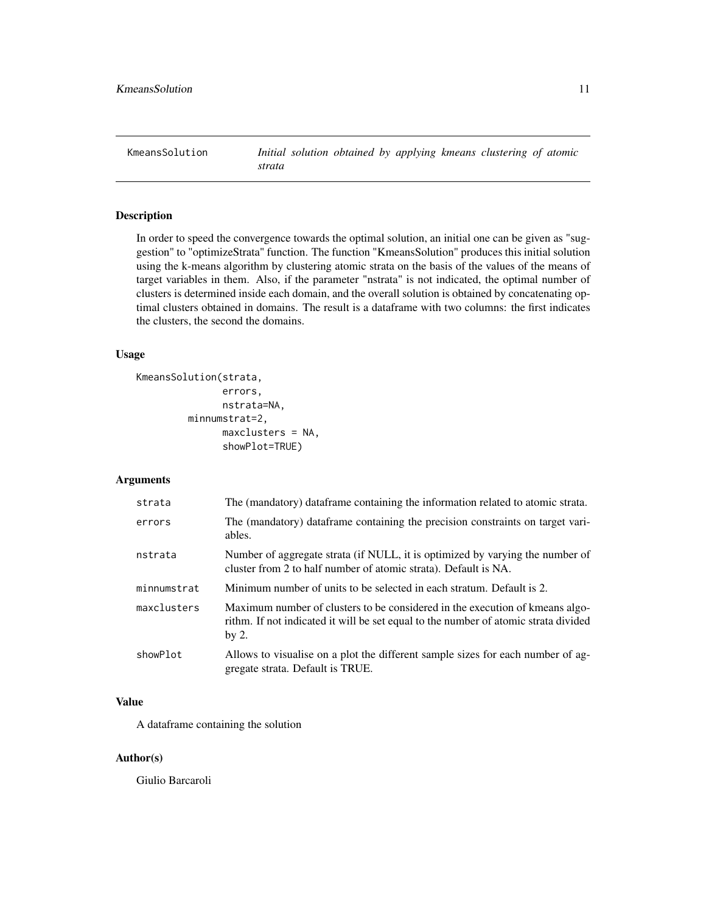`KmeansSolution` *Initial solution obtained by applying kmeans clustering of atomic strata*

## Description

In order to speed the convergence towards the optimal solution, an initial one can be given as "suggestion" to "optimizeStrata" function. The function "KmeansSolution" produces this initial solution using the k-means algorithm by clustering atomic strata on the basis of the values of the means of target variables in them. Also, if the parameter "nstrata" is not indicated, the optimal number of clusters is determined inside each domain, and the overall solution is obtained by concatenating optimal clusters obtained in domains. The result is a dataframe with two columns: the first indicates the clusters, the second the domains.

## Usage

```
KmeansSolution(strata,
               errors,
               nstrata=NA,
          minnumstrat=2,
               maxclusters = NA,
               showPlot=TRUE)
```

## Arguments

| | |
|---|---|
| `strata` | The (mandatory) dataframe containing the information related to atomic strata. |
| `errors` | The (mandatory) dataframe containing the precision constraints on target variables. |
| `nstrata` | Number of aggregate strata (if NULL, it is optimized by varying the number of cluster from 2 to half number of atomic strata). Default is NA. |
| `minnumstrat` | Minimum number of units to be selected in each stratum. Default is 2. |
| `maxclusters` | Maximum number of clusters to be considered in the execution of kmeans algorithm. If not indicated it will be set equal to the number of atomic strata divided by 2. |
| `showPlot` | Allows to visualise on a plot the different sample sizes for each number of aggregate strata. Default is TRUE. |

## Value

A dataframe containing the solution

## Author(s)

Giulio Barcaroli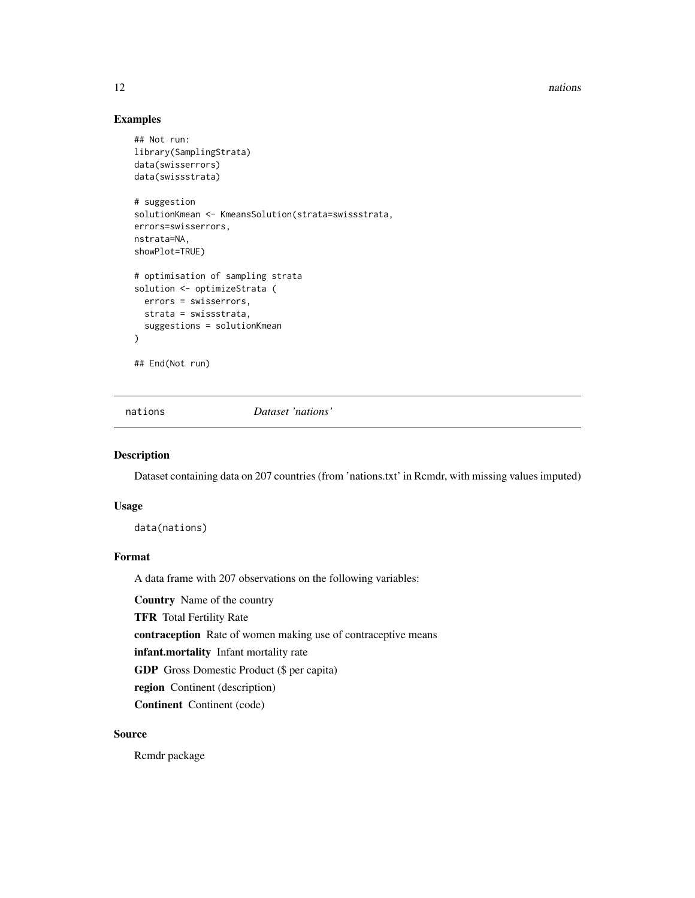## Examples

```
## Not run:
library(SamplingStrata)
data(swisserrors)
data(swissstrata)

# suggestion
solutionKmean <- KmeansSolution(strata=swissstrata,
errors=swisserrors,
nstrata=NA,
showPlot=TRUE)

# optimisation of sampling strata
solution <- optimizeStrata (
  errors = swisserrors,
  strata = swissstrata,
  suggestions = solutionKmean
)

## End(Not run)
```

---

nations *Dataset 'nations'*

---

## Description

Dataset containing data on 207 countries (from 'nations.txt' in Rcmdr, with missing values imputed)

## Usage

```
data(nations)
```

## Format

A data frame with 207 observations on the following variables:

**Country** Name of the country

**TFR** Total Fertility Rate

**contraception** Rate of women making use of contraceptive means

**infant.mortality** Infant mortality rate

**GDP** Gross Domestic Product ($ per capita)

**region** Continent (description)

**Continent** Continent (code)

## Source

Rcmdr package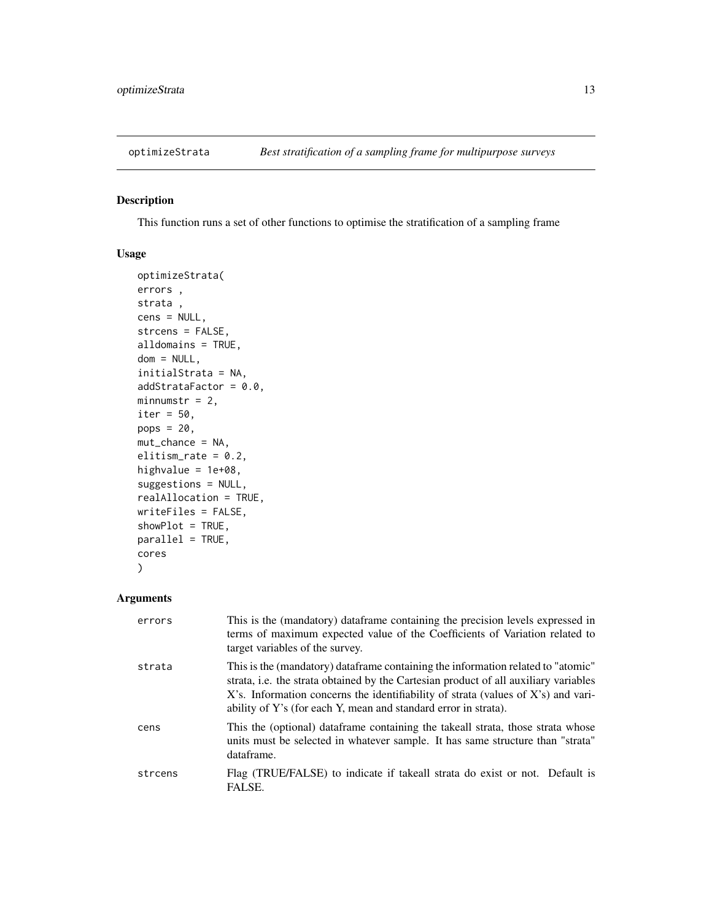optimizeStrata — *Best stratification of a sampling frame for multipurpose surveys*

## Description

This function runs a set of other functions to optimise the stratification of a sampling frame

## Usage

```
optimizeStrata(
errors ,
strata ,
cens = NULL,
strcens = FALSE,
alldomains = TRUE,
dom = NULL,
initialStrata = NA,
addStrataFactor = 0.0,
minnumstr = 2,
iter = 50,
pops = 20,
mut_chance = NA,
elitism_rate = 0.2,
highvalue = 1e+08,
suggestions = NULL,
realAllocation = TRUE,
writeFiles = FALSE,
showPlot = TRUE,
parallel = TRUE,
cores
)
```

## Arguments

| | |
|---|---|
| errors | This is the (mandatory) dataframe containing the precision levels expressed in terms of maximum expected value of the Coefficients of Variation related to target variables of the survey. |
| strata | This is the (mandatory) dataframe containing the information related to "atomic" strata, i.e. the strata obtained by the Cartesian product of all auxiliary variables X's. Information concerns the identifiability of strata (values of X's) and variability of Y's (for each Y, mean and standard error in strata). |
| cens | This the (optional) dataframe containing the takeall strata, those strata whose units must be selected in whatever sample. It has same structure than "strata" dataframe. |
| strcens | Flag (TRUE/FALSE) to indicate if takeall strata do exist or not. Default is FALSE. |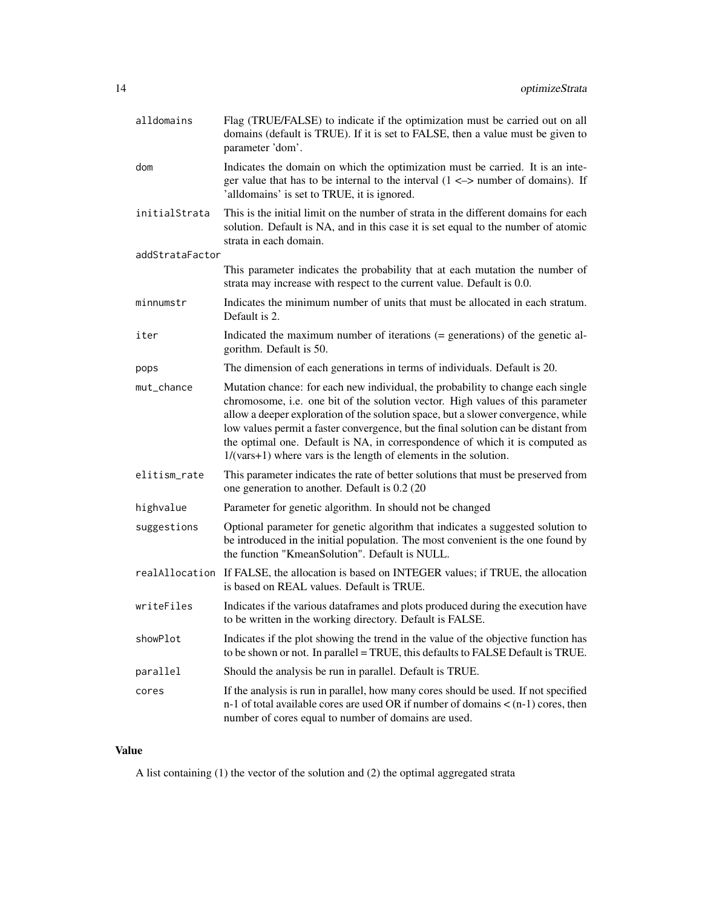| | |
|---|---|
| alldomains | Flag (TRUE/FALSE) to indicate if the optimization must be carried out on all domains (default is TRUE). If it is set to FALSE, then a value must be given to parameter 'dom'. |
| dom | Indicates the domain on which the optimization must be carried. It is an integer value that has to be internal to the interval (1 <–> number of domains). If 'alldomains' is set to TRUE, it is ignored. |
| initialStrata | This is the initial limit on the number of strata in the different domains for each solution. Default is NA, and in this case it is set equal to the number of atomic strata in each domain. |
| addStrataFactor | This parameter indicates the probability that at each mutation the number of strata may increase with respect to the current value. Default is 0.0. |
| minnumstr | Indicates the minimum number of units that must be allocated in each stratum. Default is 2. |
| iter | Indicated the maximum number of iterations (= generations) of the genetic algorithm. Default is 50. |
| pops | The dimension of each generations in terms of individuals. Default is 20. |
| mut_chance | Mutation chance: for each new individual, the probability to change each single chromosome, i.e. one bit of the solution vector. High values of this parameter allow a deeper exploration of the solution space, but a slower convergence, while low values permit a faster convergence, but the final solution can be distant from the optimal one. Default is NA, in correspondence of which it is computed as 1/(vars+1) where vars is the length of elements in the solution. |
| elitism_rate | This parameter indicates the rate of better solutions that must be preserved from one generation to another. Default is 0.2 (20 |
| highvalue | Parameter for genetic algorithm. In should not be changed |
| suggestions | Optional parameter for genetic algorithm that indicates a suggested solution to be introduced in the initial population. The most convenient is the one found by the function "KmeanSolution". Default is NULL. |
| realAllocation | If FALSE, the allocation is based on INTEGER values; if TRUE, the allocation is based on REAL values. Default is TRUE. |
| writeFiles | Indicates if the various dataframes and plots produced during the execution have to be written in the working directory. Default is FALSE. |
| showPlot | Indicates if the plot showing the trend in the value of the objective function has to be shown or not. In parallel = TRUE, this defaults to FALSE Default is TRUE. |
| parallel | Should the analysis be run in parallel. Default is TRUE. |
| cores | If the analysis is run in parallel, how many cores should be used. If not specified n-1 of total available cores are used OR if number of domains < (n-1) cores, then number of cores equal to number of domains are used. |

## Value

A list containing (1) the vector of the solution and (2) the optimal aggregated strata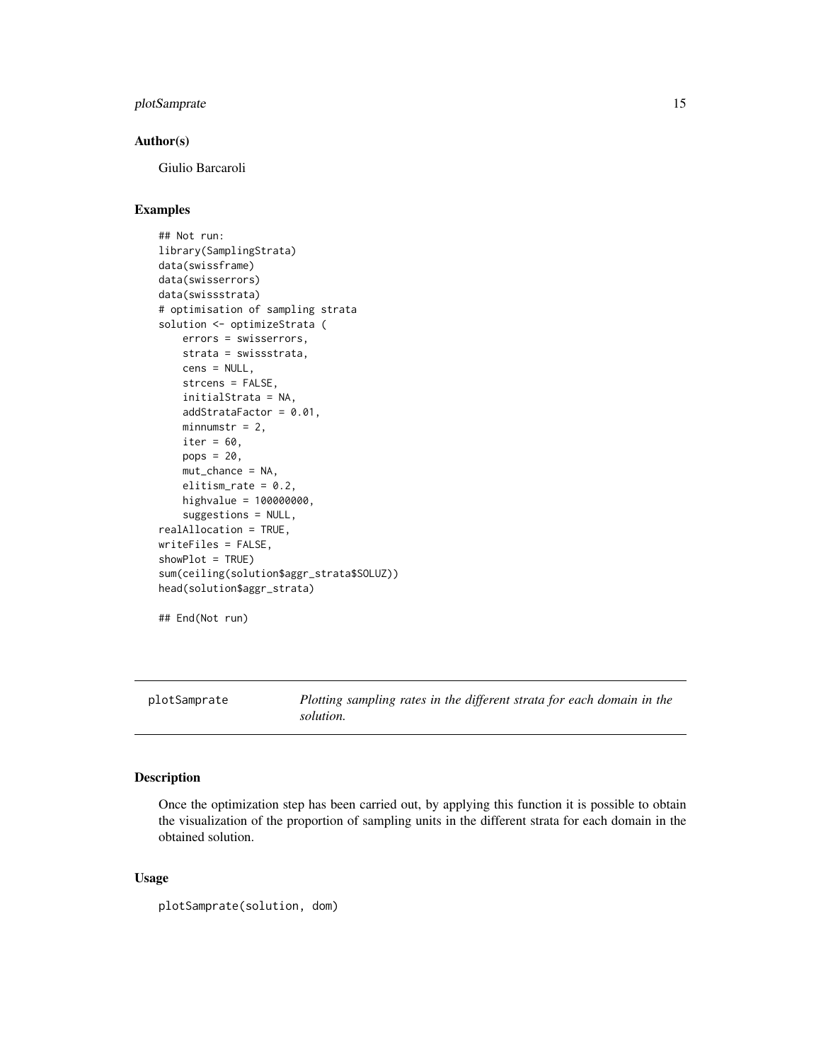## Author(s)

Giulio Barcaroli

## Examples

```
## Not run:
library(SamplingStrata)
data(swissframe)
data(swisserrors)
data(swissstrata)
# optimisation of sampling strata
solution <- optimizeStrata (
    errors = swisserrors,
    strata = swissstrata,
    cens = NULL,
    strcens = FALSE,
    initialStrata = NA,
    addStrataFactor = 0.01,
    minnumstr = 2,
    iter = 60,
    pops = 20,
    mut_chance = NA,
    elitism_rate = 0.2,
    highvalue = 100000000,
    suggestions = NULL,
realAllocation = TRUE,
writeFiles = FALSE,
showPlot = TRUE)
sum(ceiling(solution$aggr_strata$SOLUZ))
head(solution$aggr_strata)

## End(Not run)
```

---

# plotSamprate *Plotting sampling rates in the different strata for each domain in the solution.*

---

## Description

Once the optimization step has been carried out, by applying this function it is possible to obtain the visualization of the proportion of sampling units in the different strata for each domain in the obtained solution.

## Usage

```
plotSamprate(solution, dom)
```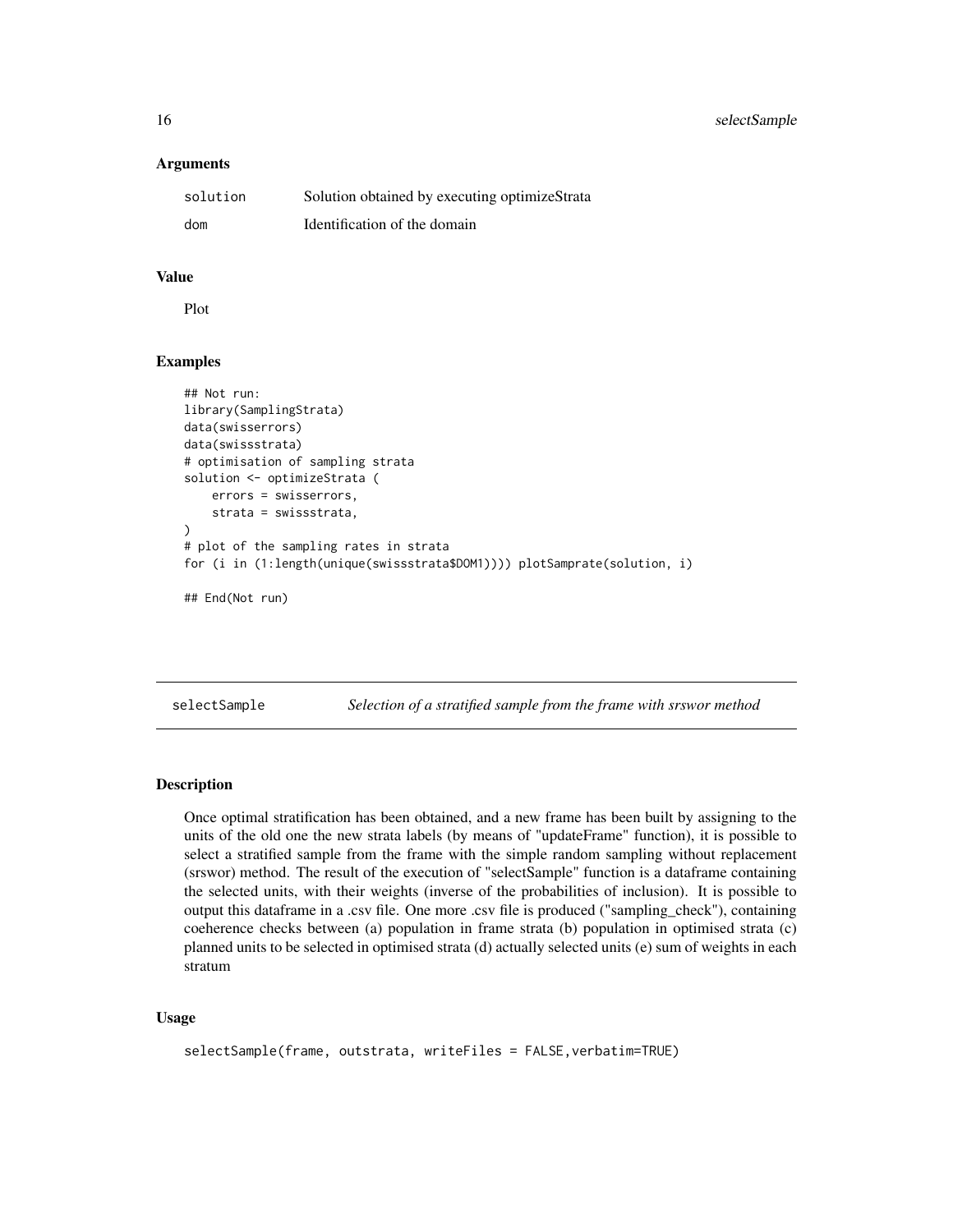### Arguments

| | |
|---|---|
| solution | Solution obtained by executing optimizeStrata |
| dom | Identification of the domain |

### Value

Plot

### Examples

```
## Not run:
library(SamplingStrata)
data(swisserrors)
data(swissstrata)
# optimisation of sampling strata
solution <- optimizeStrata (
    errors = swisserrors,
    strata = swissstrata,
)
# plot of the sampling rates in strata
for (i in (1:length(unique(swissstrata$DOM1)))) plotSamprate(solution, i)

## End(Not run)
```

---

## selectSample — *Selection of a stratified sample from the frame with srswor method*

---

### Description

Once optimal stratification has been obtained, and a new frame has been built by assigning to the units of the old one the new strata labels (by means of "updateFrame" function), it is possible to select a stratified sample from the frame with the simple random sampling without replacement (srswor) method. The result of the execution of "selectSample" function is a dataframe containing the selected units, with their weights (inverse of the probabilities of inclusion). It is possible to output this dataframe in a .csv file. One more .csv file is produced ("sampling_check"), containing coeherence checks between (a) population in frame strata (b) population in optimised strata (c) planned units to be selected in optimised strata (d) actually selected units (e) sum of weights in each stratum

### Usage

```
selectSample(frame, outstrata, writeFiles = FALSE,verbatim=TRUE)
```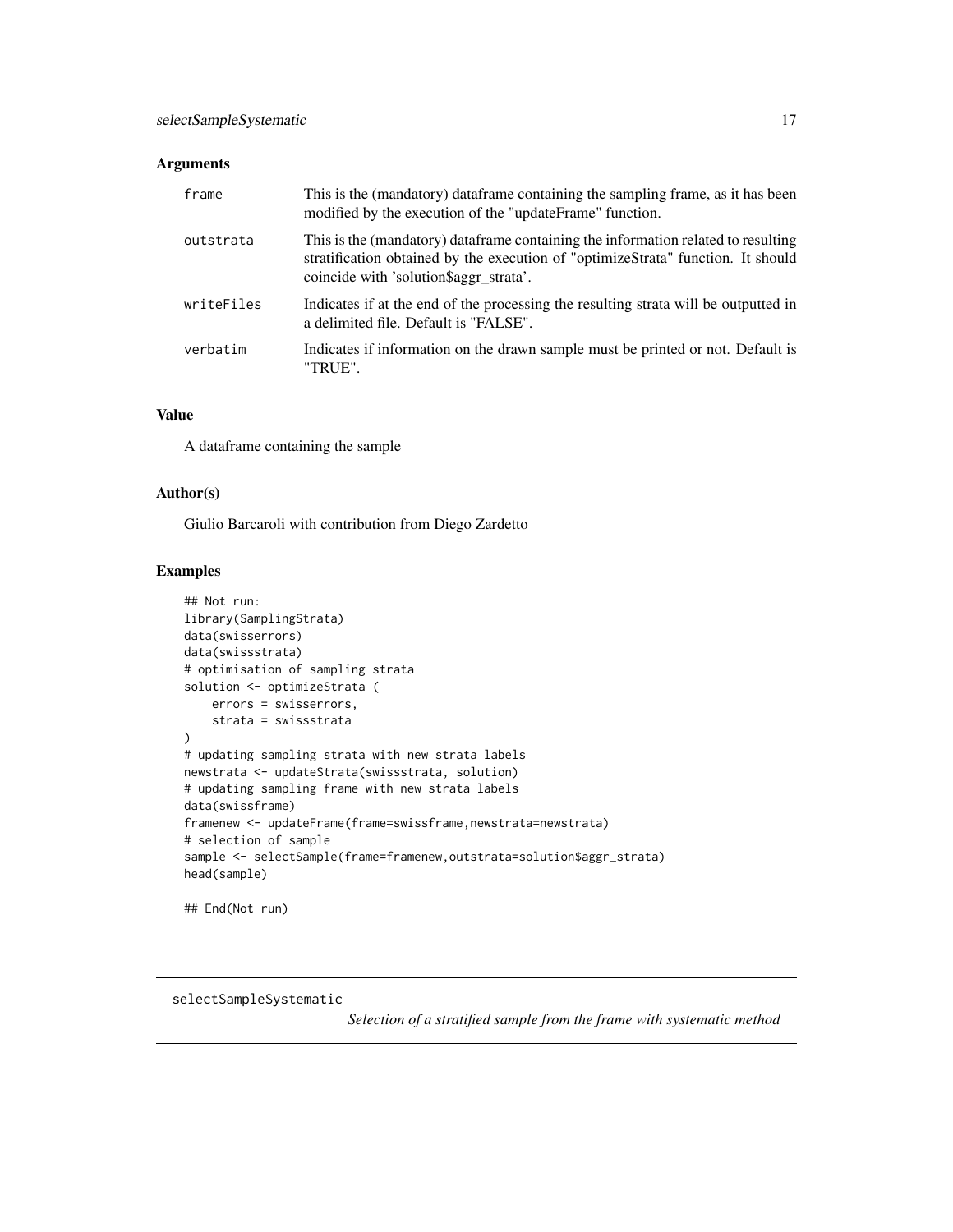### Arguments

| | |
|---|---|
| frame | This is the (mandatory) dataframe containing the sampling frame, as it has been modified by the execution of the "updateFrame" function. |
| outstrata | This is the (mandatory) dataframe containing the information related to resulting stratification obtained by the execution of "optimizeStrata" function. It should coincide with 'solution$aggr_strata'. |
| writeFiles | Indicates if at the end of the processing the resulting strata will be outputted in a delimited file. Default is "FALSE". |
| verbatim | Indicates if information on the drawn sample must be printed or not. Default is "TRUE". |

### Value

A dataframe containing the sample

### Author(s)

Giulio Barcaroli with contribution from Diego Zardetto

### Examples

```
## Not run:
library(SamplingStrata)
data(swisserrors)
data(swissstrata)
# optimisation of sampling strata
solution <- optimizeStrata (
    errors = swisserrors,
    strata = swissstrata
)
# updating sampling strata with new strata labels
newstrata <- updateStrata(swissstrata, solution)
# updating sampling frame with new strata labels
data(swissframe)
framenew <- updateFrame(frame=swissframe,newstrata=newstrata)
# selection of sample
sample <- selectSample(frame=framenew,outstrata=solution$aggr_strata)
head(sample)

## End(Not run)
```

---

selectSampleSystematic &nbsp;&nbsp;&nbsp; *Selection of a stratified sample from the frame with systematic method*

---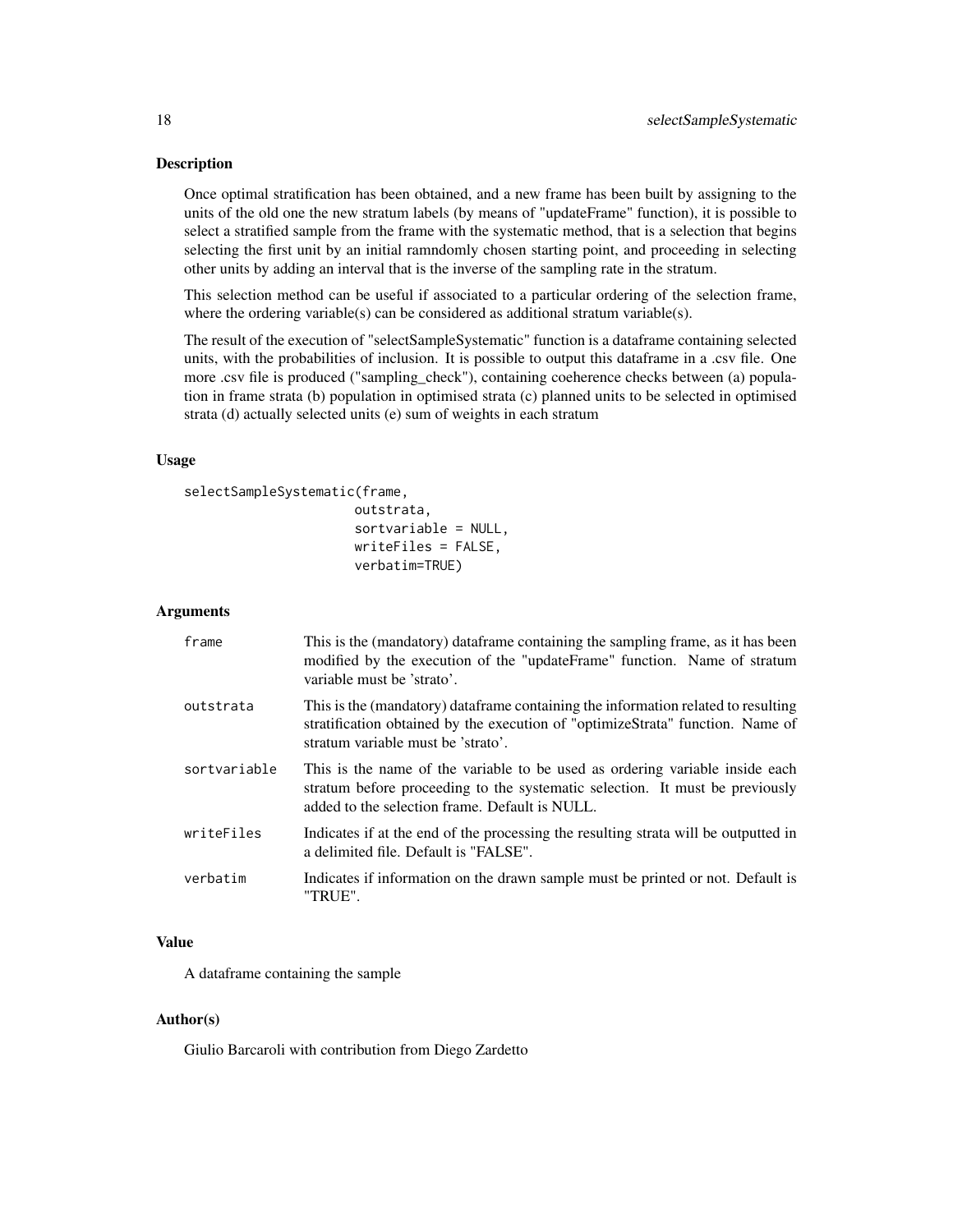## Description

Once optimal stratification has been obtained, and a new frame has been built by assigning to the units of the old one the new stratum labels (by means of "updateFrame" function), it is possible to select a stratified sample from the frame with the systematic method, that is a selection that begins selecting the first unit by an initial ramndomly chosen starting point, and proceeding in selecting other units by adding an interval that is the inverse of the sampling rate in the stratum.

This selection method can be useful if associated to a particular ordering of the selection frame, where the ordering variable(s) can be considered as additional stratum variable(s).

The result of the execution of "selectSampleSystematic" function is a dataframe containing selected units, with the probabilities of inclusion. It is possible to output this dataframe in a .csv file. One more .csv file is produced ("sampling_check"), containing coeherence checks between (a) population in frame strata (b) population in optimised strata (c) planned units to be selected in optimised strata (d) actually selected units (e) sum of weights in each stratum

## Usage

```
selectSampleSystematic(frame,
                       outstrata,
                       sortvariable = NULL,
                       writeFiles = FALSE,
                       verbatim=TRUE)
```

## Arguments

| | |
|---|---|
| frame | This is the (mandatory) dataframe containing the sampling frame, as it has been modified by the execution of the "updateFrame" function. Name of stratum variable must be 'strato'. |
| outstrata | This is the (mandatory) dataframe containing the information related to resulting stratification obtained by the execution of "optimizeStrata" function. Name of stratum variable must be 'strato'. |
| sortvariable | This is the name of the variable to be used as ordering variable inside each stratum before proceeding to the systematic selection. It must be previously added to the selection frame. Default is NULL. |
| writeFiles | Indicates if at the end of the processing the resulting strata will be outputted in a delimited file. Default is "FALSE". |
| verbatim | Indicates if information on the drawn sample must be printed or not. Default is "TRUE". |

## Value

A dataframe containing the sample

## Author(s)

Giulio Barcaroli with contribution from Diego Zardetto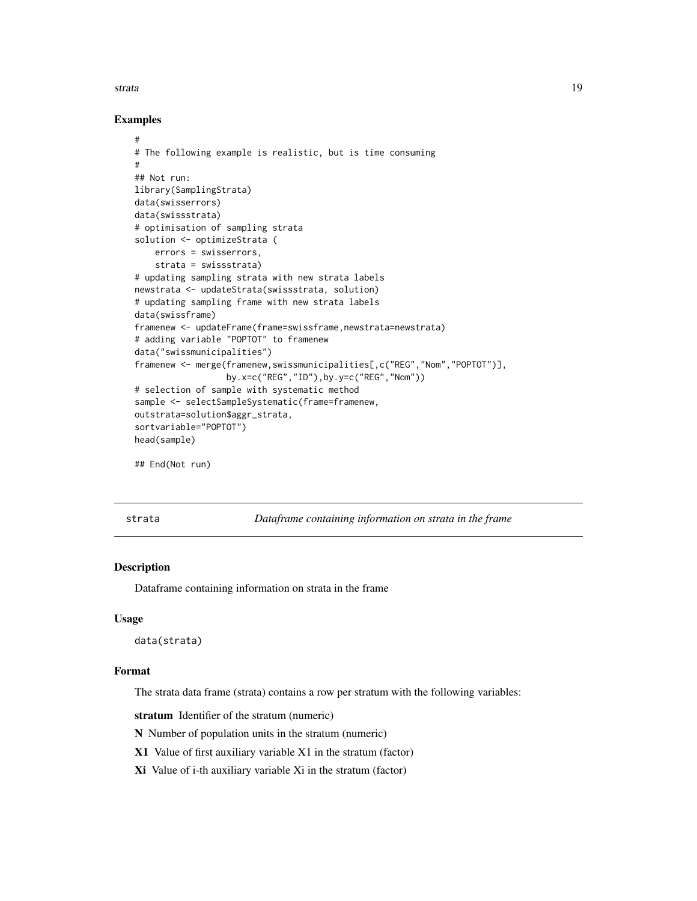### Examples

```
#
# The following example is realistic, but is time consuming
#
## Not run:
library(SamplingStrata)
data(swisserrors)
data(swissstrata)
# optimisation of sampling strata
solution <- optimizeStrata (
    errors = swisserrors,
    strata = swissstrata)
# updating sampling strata with new strata labels
newstrata <- updateStrata(swissstrata, solution)
# updating sampling frame with new strata labels
data(swissframe)
framenew <- updateFrame(frame=swissframe,newstrata=newstrata)
# adding variable "POPTOT" to framenew
data("swissmunicipalities")
framenew <- merge(framenew,swissmunicipalities[,c("REG","Nom","POPTOT")],
                  by.x=c("REG","ID"),by.y=c("REG","Nom"))
# selection of sample with systematic method
sample <- selectSampleSystematic(frame=framenew,
outstrata=solution$aggr_strata,
sortvariable="POPTOT")
head(sample)

## End(Not run)
```

## strata — *Dataframe containing information on strata in the frame*

### Description

Dataframe containing information on strata in the frame

### Usage

```
data(strata)
```

### Format

The strata data frame (strata) contains a row per stratum with the following variables:

**stratum** Identifier of the stratum (numeric)

**N** Number of population units in the stratum (numeric)

**X1** Value of first auxiliary variable X1 in the stratum (factor)

**Xi** Value of i-th auxiliary variable Xi in the stratum (factor)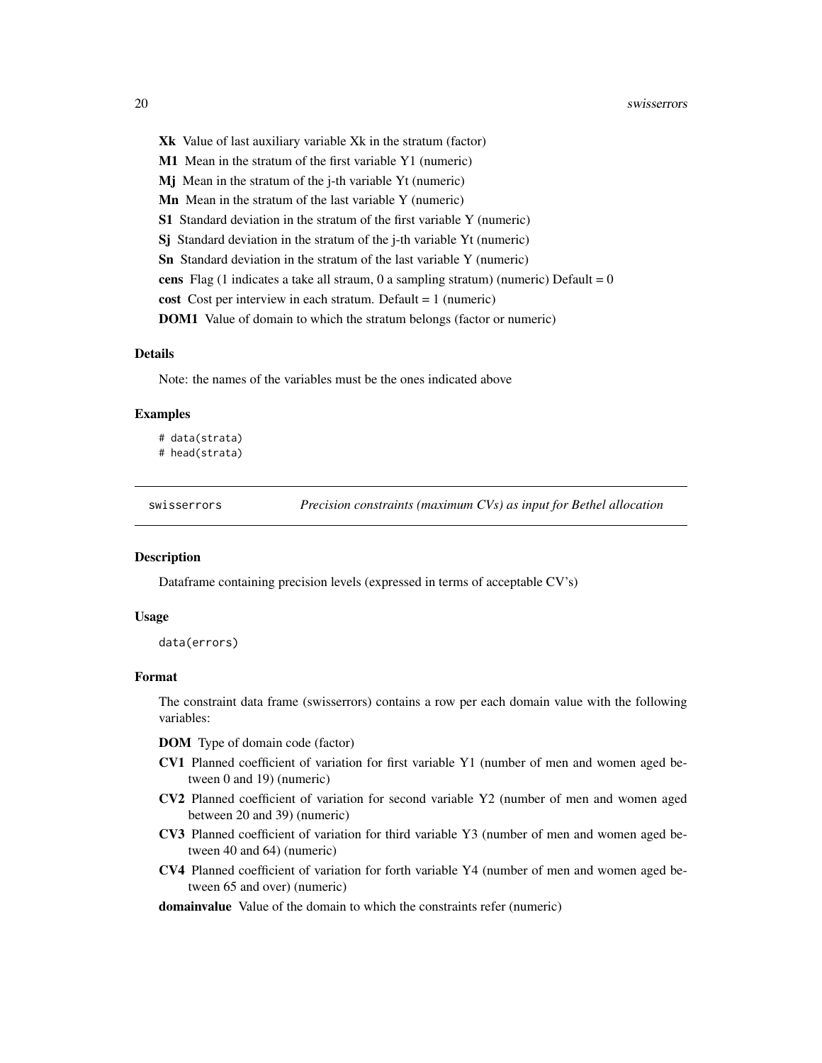**Xk** Value of last auxiliary variable Xk in the stratum (factor)

**M1** Mean in the stratum of the first variable Y1 (numeric)

**Mj** Mean in the stratum of the j-th variable Yt (numeric)

**Mn** Mean in the stratum of the last variable Y (numeric)

**S1** Standard deviation in the stratum of the first variable Y (numeric)

**Sj** Standard deviation in the stratum of the j-th variable Yt (numeric)

**Sn** Standard deviation in the stratum of the last variable Y (numeric)

**cens** Flag (1 indicates a take all straum, 0 a sampling stratum) (numeric) Default = 0

**cost** Cost per interview in each stratum. Default = 1 (numeric)

**DOM1** Value of domain to which the stratum belongs (factor or numeric)

### Details

Note: the names of the variables must be the ones indicated above

### Examples

```
# data(strata)
# head(strata)
```

---

## swisserrors — *Precision constraints (maximum CVs) as input for Bethel allocation*

### Description

Dataframe containing precision levels (expressed in terms of acceptable CV's)

### Usage

```
data(errors)
```

### Format

The constraint data frame (swisserrors) contains a row per each domain value with the following variables:

**DOM** Type of domain code (factor)

**CV1** Planned coefficient of variation for first variable Y1 (number of men and women aged between 0 and 19) (numeric)

**CV2** Planned coefficient of variation for second variable Y2 (number of men and women aged between 20 and 39) (numeric)

**CV3** Planned coefficient of variation for third variable Y3 (number of men and women aged between 40 and 64) (numeric)

**CV4** Planned coefficient of variation for forth variable Y4 (number of men and women aged between 65 and over) (numeric)

**domainvalue** Value of the domain to which the constraints refer (numeric)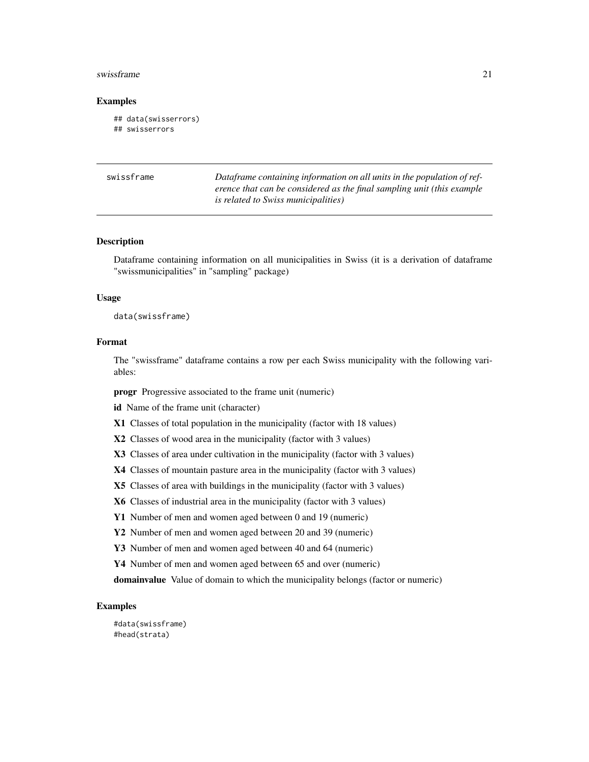### Examples

```
## data(swisserrors)
## swisserrors
```

## swissframe — *Dataframe containing information on all units in the population of reference that can be considered as the final sampling unit (this example is related to Swiss municipalities)*

### Description

Dataframe containing information on all municipalities in Swiss (it is a derivation of dataframe "swissmunicipalities" in "sampling" package)

### Usage

```
data(swissframe)
```

### Format

The "swissframe" dataframe contains a row per each Swiss municipality with the following variables:

**progr** Progressive associated to the frame unit (numeric)

**id** Name of the frame unit (character)

**X1** Classes of total population in the municipality (factor with 18 values)

**X2** Classes of wood area in the municipality (factor with 3 values)

**X3** Classes of area under cultivation in the municipality (factor with 3 values)

**X4** Classes of mountain pasture area in the municipality (factor with 3 values)

**X5** Classes of area with buildings in the municipality (factor with 3 values)

**X6** Classes of industrial area in the municipality (factor with 3 values)

**Y1** Number of men and women aged between 0 and 19 (numeric)

**Y2** Number of men and women aged between 20 and 39 (numeric)

**Y3** Number of men and women aged between 40 and 64 (numeric)

**Y4** Number of men and women aged between 65 and over (numeric)

**domainvalue** Value of domain to which the municipality belongs (factor or numeric)

### Examples

```
#data(swissframe)
#head(strata)
```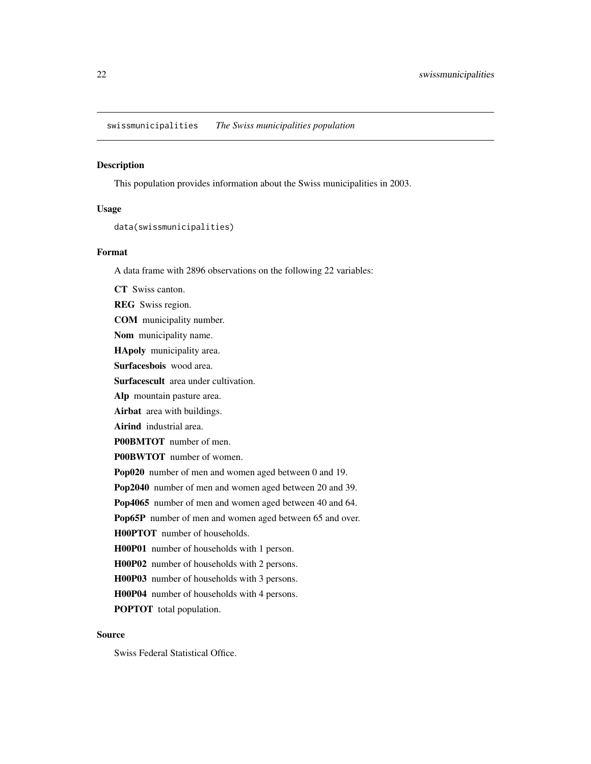`swissmunicipalities` *The Swiss municipalities population*

### Description

This population provides information about the Swiss municipalities in 2003.

### Usage

```
data(swissmunicipalities)
```

### Format

A data frame with 2896 observations on the following 22 variables:

**CT** Swiss canton.

**REG** Swiss region.

**COM** municipality number.

**Nom** municipality name.

**HApoly** municipality area.

**Surfacesbois** wood area.

**Surfacescult** area under cultivation.

**Alp** mountain pasture area.

**Airbat** area with buildings.

**Airind** industrial area.

**P00BMTOT** number of men.

**P00BWTOT** number of women.

**Pop020** number of men and women aged between 0 and 19.

**Pop2040** number of men and women aged between 20 and 39.

**Pop4065** number of men and women aged between 40 and 64.

**Pop65P** number of men and women aged between 65 and over.

**H00PTOT** number of households.

**H00P01** number of households with 1 person.

**H00P02** number of households with 2 persons.

**H00P03** number of households with 3 persons.

**H00P04** number of households with 4 persons.

**POPTOT** total population.

### Source

Swiss Federal Statistical Office.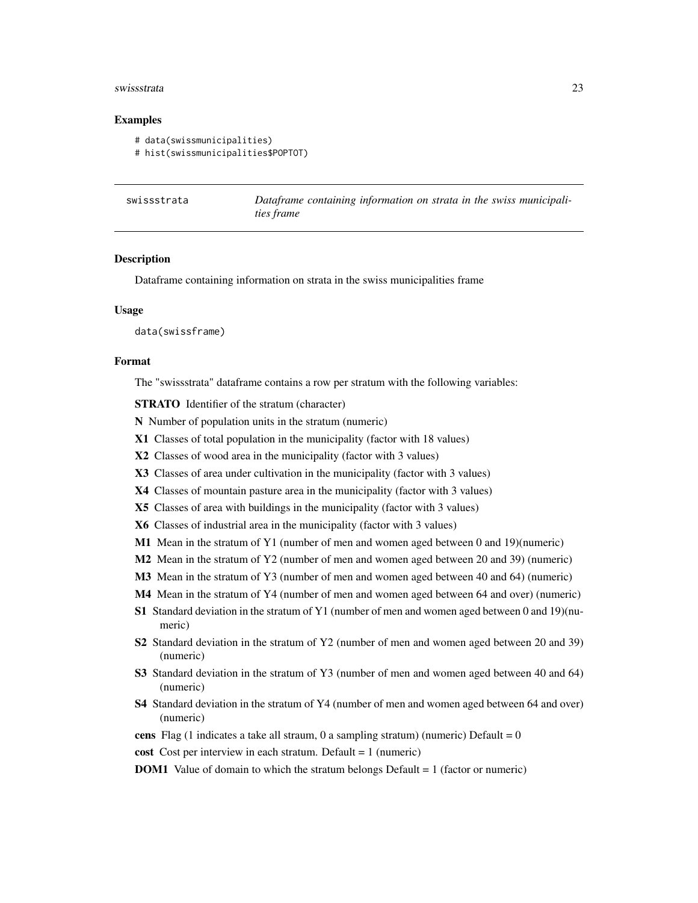## Examples

```
# data(swissmunicipalities)
# hist(swissmunicipalities$POPTOT)
```

---

swissstrata *Dataframe containing information on strata in the swiss municipalities frame*

---

### Description

Dataframe containing information on strata in the swiss municipalities frame

### Usage

```
data(swissframe)
```

### Format

The "swissstrata" dataframe contains a row per stratum with the following variables:

**STRATO** Identifier of the stratum (character)

**N** Number of population units in the stratum (numeric)

**X1** Classes of total population in the municipality (factor with 18 values)

**X2** Classes of wood area in the municipality (factor with 3 values)

**X3** Classes of area under cultivation in the municipality (factor with 3 values)

**X4** Classes of mountain pasture area in the municipality (factor with 3 values)

**X5** Classes of area with buildings in the municipality (factor with 3 values)

**X6** Classes of industrial area in the municipality (factor with 3 values)

**M1** Mean in the stratum of Y1 (number of men and women aged between 0 and 19)(numeric)

**M2** Mean in the stratum of Y2 (number of men and women aged between 20 and 39) (numeric)

**M3** Mean in the stratum of Y3 (number of men and women aged between 40 and 64) (numeric)

**M4** Mean in the stratum of Y4 (number of men and women aged between 64 and over) (numeric)

**S1** Standard deviation in the stratum of Y1 (number of men and women aged between 0 and 19)(numeric)

**S2** Standard deviation in the stratum of Y2 (number of men and women aged between 20 and 39) (numeric)

**S3** Standard deviation in the stratum of Y3 (number of men and women aged between 40 and 64) (numeric)

**S4** Standard deviation in the stratum of Y4 (number of men and women aged between 64 and over) (numeric)

**cens** Flag (1 indicates a take all straum, 0 a sampling stratum) (numeric) Default = 0

**cost** Cost per interview in each stratum. Default = 1 (numeric)

**DOM1** Value of domain to which the stratum belongs Default = 1 (factor or numeric)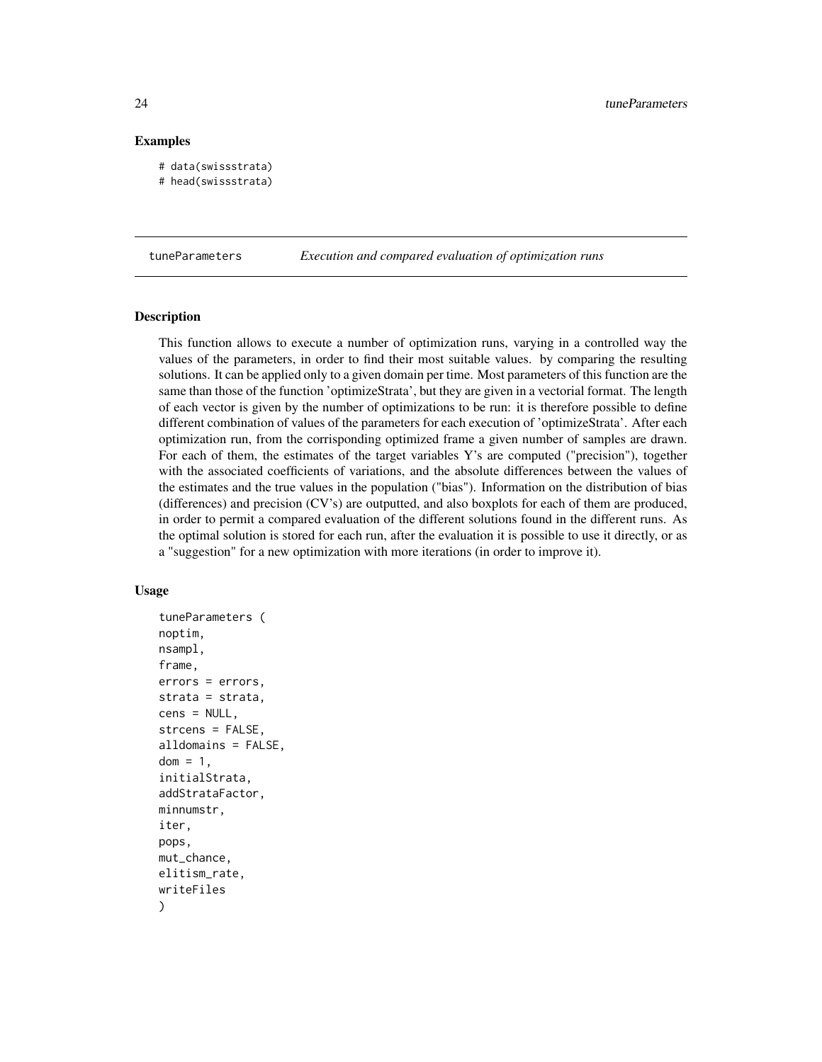## Examples

```
# data(swissstrata)
# head(swissstrata)
```

---

tuneParameters *Execution and compared evaluation of optimization runs*

---

## Description

This function allows to execute a number of optimization runs, varying in a controlled way the values of the parameters, in order to find their most suitable values. by comparing the resulting solutions. It can be applied only to a given domain per time. Most parameters of this function are the same than those of the function 'optimizeStrata', but they are given in a vectorial format. The length of each vector is given by the number of optimizations to be run: it is therefore possible to define different combination of values of the parameters for each execution of 'optimizeStrata'. After each optimization run, from the corrisponding optimized frame a given number of samples are drawn. For each of them, the estimates of the target variables Y's are computed ("precision"), together with the associated coefficients of variations, and the absolute differences between the values of the estimates and the true values in the population ("bias"). Information on the distribution of bias (differences) and precision (CV's) are outputted, and also boxplots for each of them are produced, in order to permit a compared evaluation of the different solutions found in the different runs. As the optimal solution is stored for each run, after the evaluation it is possible to use it directly, or as a "suggestion" for a new optimization with more iterations (in order to improve it).

## Usage

```
tuneParameters (
noptim,
nsampl,
frame,
errors = errors,
strata = strata,
cens = NULL,
strcens = FALSE,
alldomains = FALSE,
dom = 1,
initialStrata,
addStrataFactor,
minnumstr,
iter,
pops,
mut_chance,
elitism_rate,
writeFiles
)
```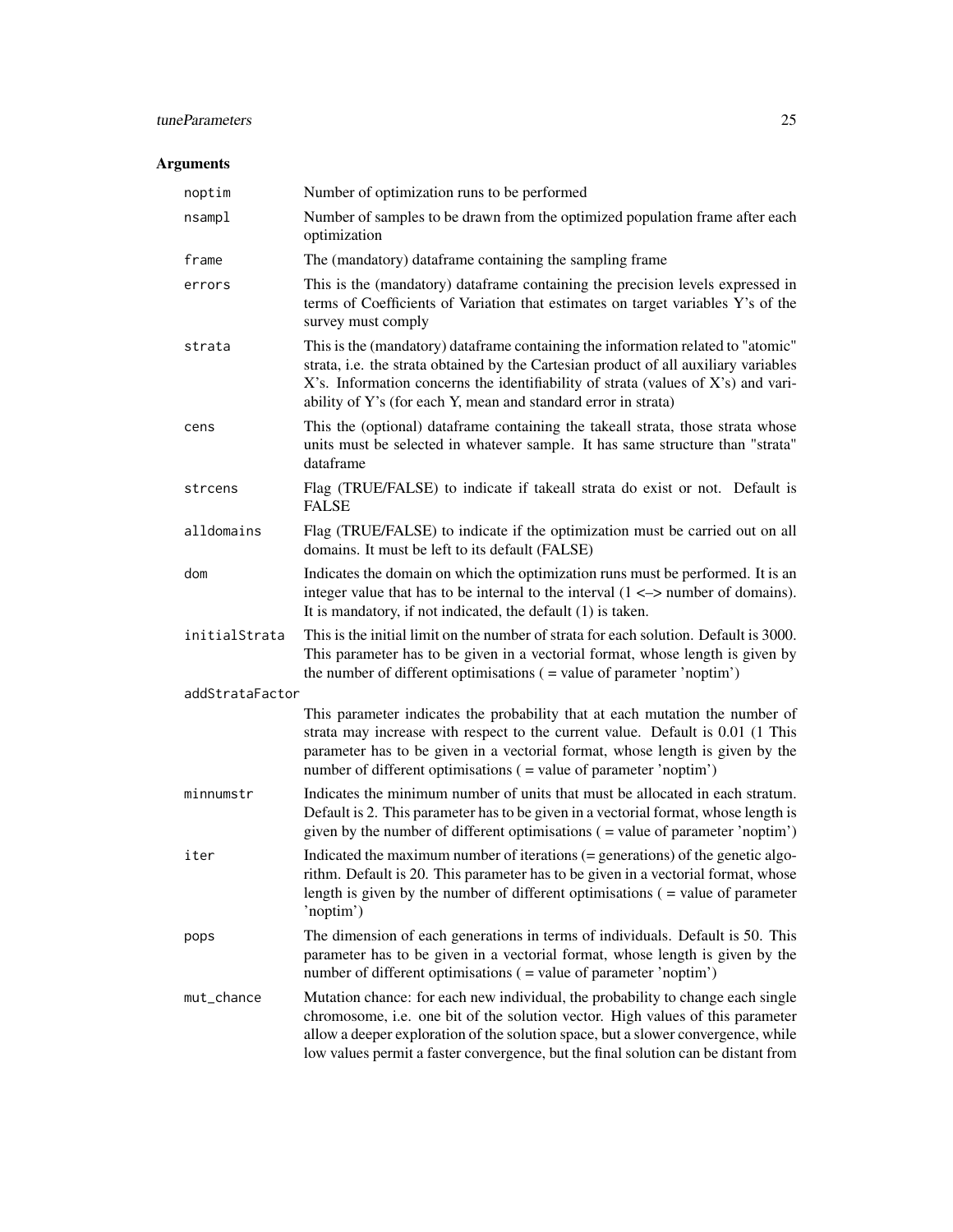## Arguments

| | |
|---|---|
| noptim | Number of optimization runs to be performed |
| nsampl | Number of samples to be drawn from the optimized population frame after each optimization |
| frame | The (mandatory) dataframe containing the sampling frame |
| errors | This is the (mandatory) dataframe containing the precision levels expressed in terms of Coefficients of Variation that estimates on target variables Y's of the survey must comply |
| strata | This is the (mandatory) dataframe containing the information related to "atomic" strata, i.e. the strata obtained by the Cartesian product of all auxiliary variables X's. Information concerns the identifiability of strata (values of X's) and variability of Y's (for each Y, mean and standard error in strata) |
| cens | This the (optional) dataframe containing the takeall strata, those strata whose units must be selected in whatever sample. It has same structure than "strata" dataframe |
| strcens | Flag (TRUE/FALSE) to indicate if takeall strata do exist or not. Default is FALSE |
| alldomains | Flag (TRUE/FALSE) to indicate if the optimization must be carried out on all domains. It must be left to its default (FALSE) |
| dom | Indicates the domain on which the optimization runs must be performed. It is an integer value that has to be internal to the interval (1 <–> number of domains). It is mandatory, if not indicated, the default (1) is taken. |
| initialStrata | This is the initial limit on the number of strata for each solution. Default is 3000. This parameter has to be given in a vectorial format, whose length is given by the number of different optimisations ( = value of parameter 'noptim') |
| addStrataFactor | This parameter indicates the probability that at each mutation the number of strata may increase with respect to the current value. Default is 0.01 (1 This parameter has to be given in a vectorial format, whose length is given by the number of different optimisations ( = value of parameter 'noptim') |
| minnumstr | Indicates the minimum number of units that must be allocated in each stratum. Default is 2. This parameter has to be given in a vectorial format, whose length is given by the number of different optimisations ( = value of parameter 'noptim') |
| iter | Indicated the maximum number of iterations (= generations) of the genetic algorithm. Default is 20. This parameter has to be given in a vectorial format, whose length is given by the number of different optimisations ( = value of parameter 'noptim') |
| pops | The dimension of each generations in terms of individuals. Default is 50. This parameter has to be given in a vectorial format, whose length is given by the number of different optimisations ( = value of parameter 'noptim') |
| mut_chance | Mutation chance: for each new individual, the probability to change each single chromosome, i.e. one bit of the solution vector. High values of this parameter allow a deeper exploration of the solution space, but a slower convergence, while low values permit a faster convergence, but the final solution can be distant from |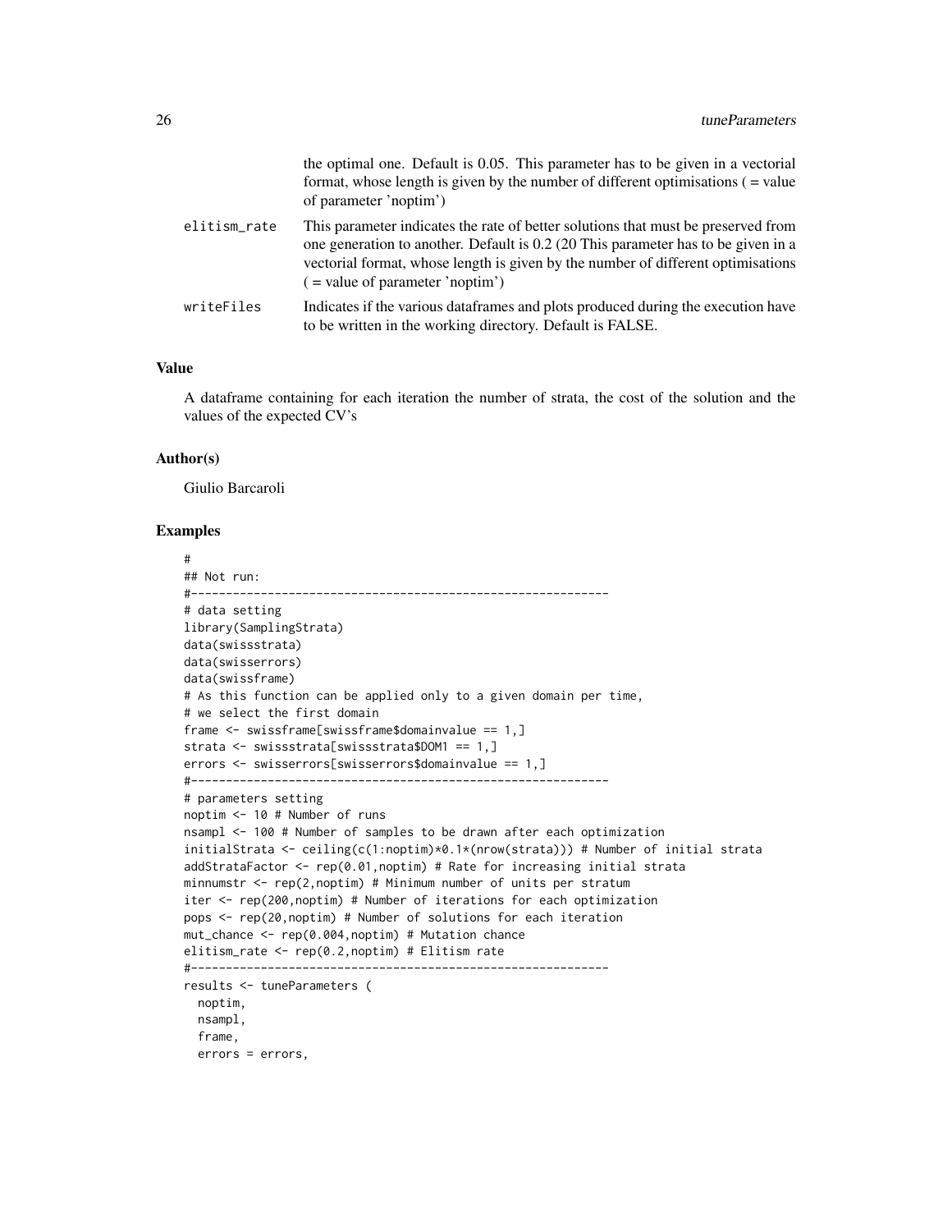| | |
|---|---|
| | the optimal one. Default is 0.05. This parameter has to be given in a vectorial format, whose length is given by the number of different optimisations ( = value of parameter 'noptim') |
| elitism_rate | This parameter indicates the rate of better solutions that must be preserved from one generation to another. Default is 0.2 (20 This parameter has to be given in a vectorial format, whose length is given by the number of different optimisations ( = value of parameter 'noptim') |
| writeFiles | Indicates if the various dataframes and plots produced during the execution have to be written in the working directory. Default is FALSE. |

### Value

A dataframe containing for each iteration the number of strata, the cost of the solution and the values of the expected CV's

### Author(s)

Giulio Barcaroli

### Examples

```
#
## Not run:
#-----------------------------------------------------------
# data setting
library(SamplingStrata)
data(swissstrata)
data(swisserrors)
data(swissframe)
# As this function can be applied only to a given domain per time,
# we select the first domain
frame <- swissframe[swissframe$domainvalue == 1,]
strata <- swissstrata[swissstrata$DOM1 == 1,]
errors <- swisserrors[swisserrors$domainvalue == 1,]
#-----------------------------------------------------------
# parameters setting
noptim <- 10 # Number of runs
nsampl <- 100 # Number of samples to be drawn after each optimization
initialStrata <- ceiling(c(1:noptim)*0.1*(nrow(strata))) # Number of initial strata
addStrataFactor <- rep(0.01,noptim) # Rate for increasing initial strata
minnumstr <- rep(2,noptim) # Minimum number of units per stratum
iter <- rep(200,noptim) # Number of iterations for each optimization
pops <- rep(20,noptim) # Number of solutions for each iteration
mut_chance <- rep(0.004,noptim) # Mutation chance
elitism_rate <- rep(0.2,noptim) # Elitism rate
#-----------------------------------------------------------
results <- tuneParameters (
  noptim,
  nsampl,
  frame,
  errors = errors,
```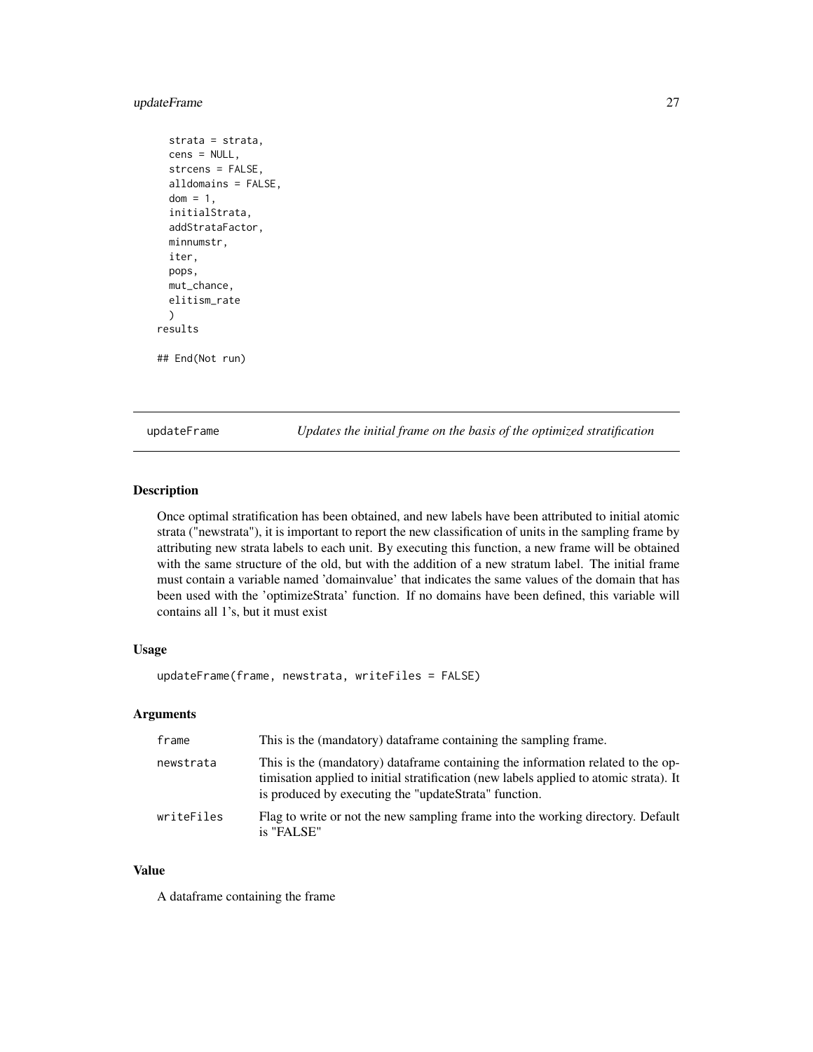```
  strata = strata,
  cens = NULL,
  strcens = FALSE,
  alldomains = FALSE,
  dom = 1,
  initialStrata,
  addStrataFactor,
  minnumstr,
  iter,
  pops,
  mut_chance,
  elitism_rate
  )
results

## End(Not run)
```

## updateFrame *Updates the initial frame on the basis of the optimized stratification*

### Description

Once optimal stratification has been obtained, and new labels have been attributed to initial atomic strata ("newstrata"), it is important to report the new classification of units in the sampling frame by attributing new strata labels to each unit. By executing this function, a new frame will be obtained with the same structure of the old, but with the addition of a new stratum label. The initial frame must contain a variable named 'domainvalue' that indicates the same values of the domain that has been used with the 'optimizeStrata' function. If no domains have been defined, this variable will contains all 1's, but it must exist

### Usage

```
updateFrame(frame, newstrata, writeFiles = FALSE)
```

### Arguments

| | |
|---|---|
| frame | This is the (mandatory) dataframe containing the sampling frame. |
| newstrata | This is the (mandatory) dataframe containing the information related to the optimisation applied to initial stratification (new labels applied to atomic strata). It is produced by executing the "updateStrata" function. |
| writeFiles | Flag to write or not the new sampling frame into the working directory. Default is "FALSE" |

### Value

A dataframe containing the frame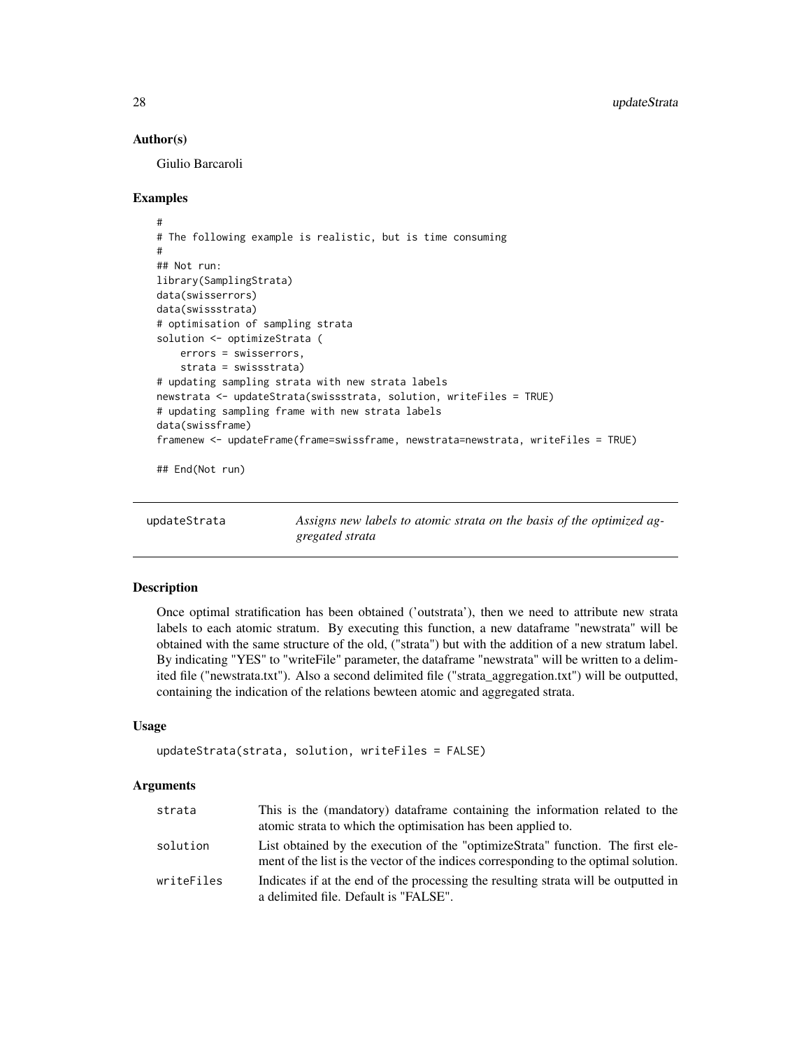### Author(s)

Giulio Barcaroli

### Examples

```
#
# The following example is realistic, but is time consuming
#
## Not run:
library(SamplingStrata)
data(swisserrors)
data(swissstrata)
# optimisation of sampling strata
solution <- optimizeStrata (
    errors = swisserrors,
    strata = swissstrata)
# updating sampling strata with new strata labels
newstrata <- updateStrata(swissstrata, solution, writeFiles = TRUE)
# updating sampling frame with new strata labels
data(swissframe)
framenew <- updateFrame(frame=swissframe, newstrata=newstrata, writeFiles = TRUE)

## End(Not run)
```

---

## updateStrata — *Assigns new labels to atomic strata on the basis of the optimized aggregated strata*

---

### Description

Once optimal stratification has been obtained ('outstrata'), then we need to attribute new strata labels to each atomic stratum. By executing this function, a new dataframe "newstrata" will be obtained with the same structure of the old, ("strata") but with the addition of a new stratum label. By indicating "YES" to "writeFile" parameter, the dataframe "newstrata" will be written to a delimited file ("newstrata.txt"). Also a second delimited file ("strata_aggregation.txt") will be outputted, containing the indication of the relations bewteen atomic and aggregated strata.

### Usage

```
updateStrata(strata, solution, writeFiles = FALSE)
```

### Arguments

| | |
|---|---|
| strata | This is the (mandatory) dataframe containing the information related to the atomic strata to which the optimisation has been applied to. |
| solution | List obtained by the execution of the "optimizeStrata" function. The first element of the list is the vector of the indices corresponding to the optimal solution. |
| writeFiles | Indicates if at the end of the processing the resulting strata will be outputted in a delimited file. Default is "FALSE". |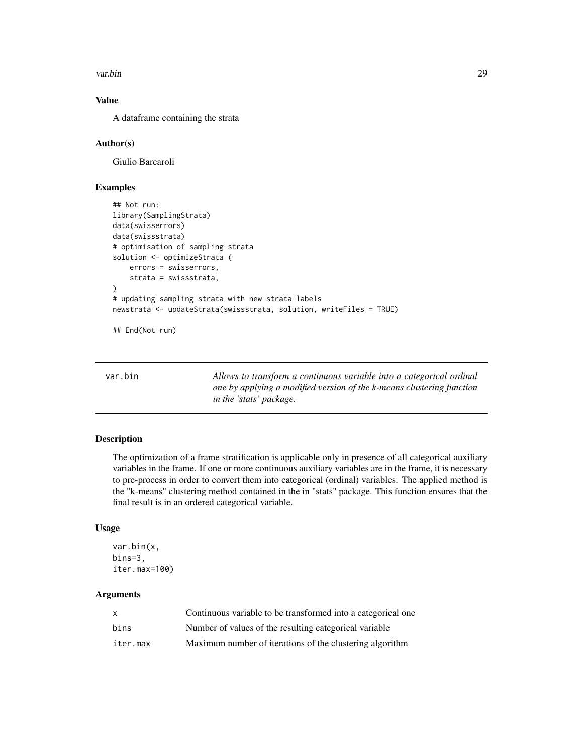### Value

A dataframe containing the strata

### Author(s)

Giulio Barcaroli

### Examples

```
## Not run:
library(SamplingStrata)
data(swisserrors)
data(swissstrata)
# optimisation of sampling strata
solution <- optimizeStrata (
    errors = swisserrors,
    strata = swissstrata,
)
# updating sampling strata with new strata labels
newstrata <- updateStrata(swissstrata, solution, writeFiles = TRUE)

## End(Not run)
```

---

## var.bin

*Allows to transform a continuous variable into a categorical ordinal one by applying a modified version of the k-means clustering function in the 'stats' package.*

---

### Description

The optimization of a frame stratification is applicable only in presence of all categorical auxiliary variables in the frame. If one or more continuous auxiliary variables are in the frame, it is necessary to pre-process in order to convert them into categorical (ordinal) variables. The applied method is the "k-means" clustering method contained in the in "stats" package. This function ensures that the final result is in an ordered categorical variable.

### Usage

```
var.bin(x,
bins=3,
iter.max=100)
```

### Arguments

| | |
|---|---|
| x | Continuous variable to be transformed into a categorical one |
| bins | Number of values of the resulting categorical variable |
| iter.max | Maximum number of iterations of the clustering algorithm |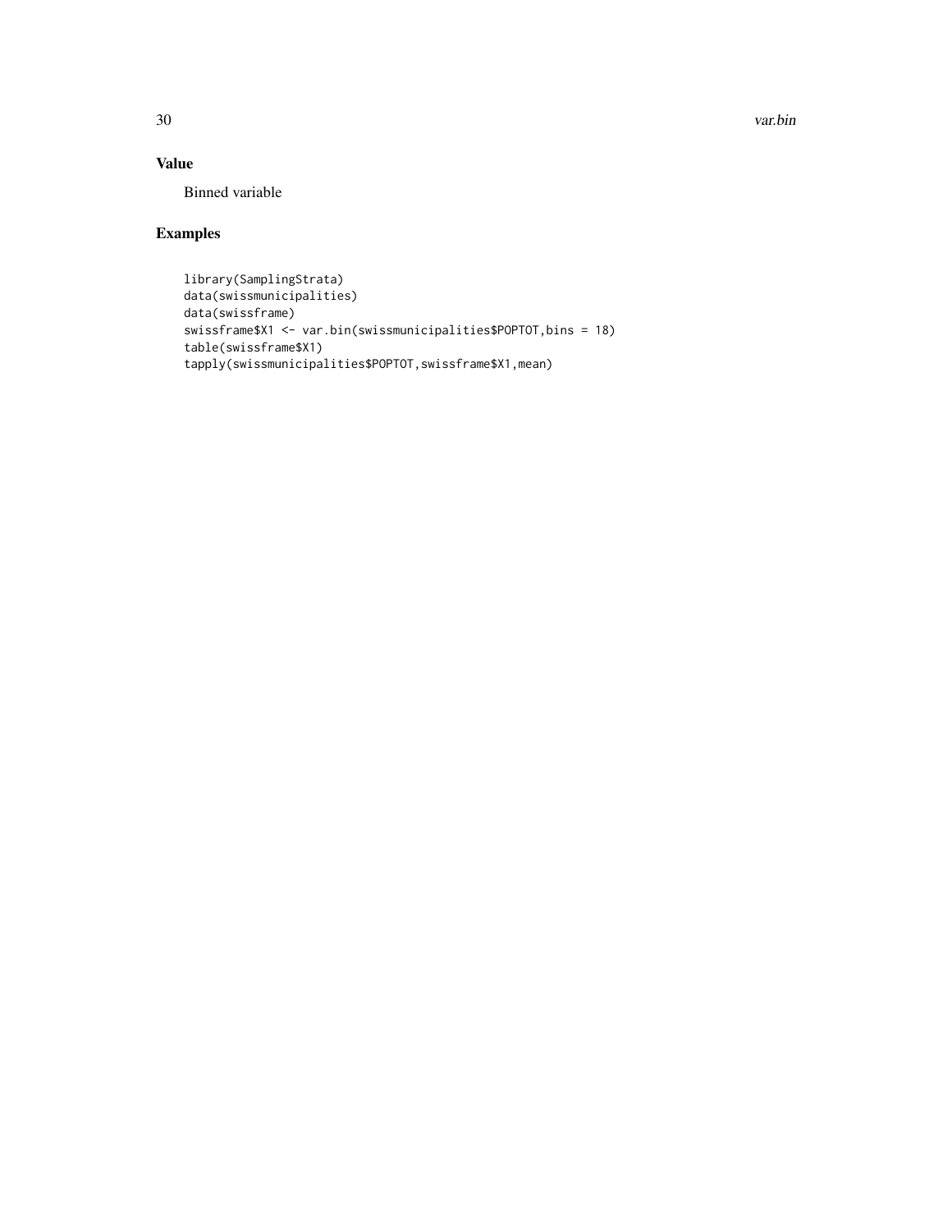## Value

Binned variable

## Examples

```
library(SamplingStrata)
data(swissmunicipalities)
data(swissframe)
swissframe$X1 <- var.bin(swissmunicipalities$POPTOT,bins = 18)
table(swissframe$X1)
tapply(swissmunicipalities$POPTOT,swissframe$X1,mean)
```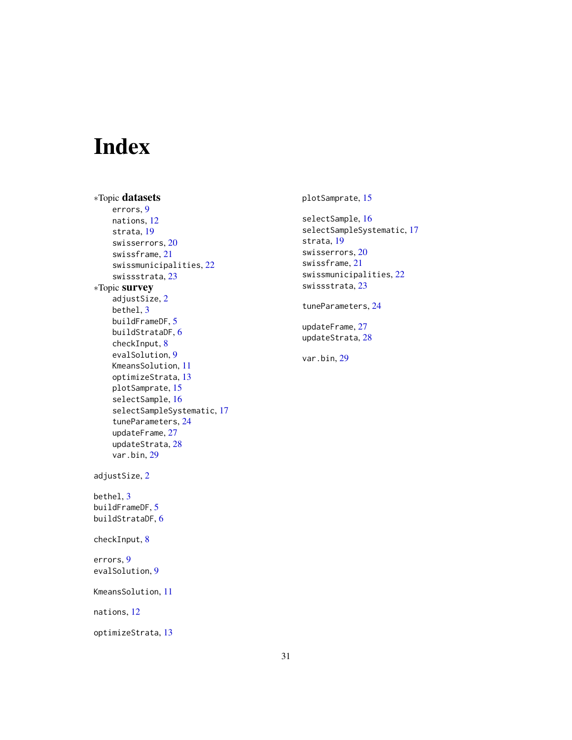# Index

*Topic **datasets**
- errors, 9
- nations, 12
- strata, 19
- swisserrors, 20
- swissframe, 21
- swissmunicipalities, 22
- swissstrata, 23

*Topic **survey**
- adjustSize, 2
- bethel, 3
- buildFrameDF, 5
- buildStrataDF, 6
- checkInput, 8
- evalSolution, 9
- KmeansSolution, 11
- optimizeStrata, 13
- plotSamprate, 15
- selectSample, 16
- selectSampleSystematic, 17
- tuneParameters, 24
- updateFrame, 27
- updateStrata, 28
- var.bin, 29

adjustSize, 2

bethel, 3
buildFrameDF, 5
buildStrataDF, 6

checkInput, 8

errors, 9
evalSolution, 9

KmeansSolution, 11

nations, 12

optimizeStrata, 13

plotSamprate, 15

selectSample, 16
selectSampleSystematic, 17
strata, 19
swisserrors, 20
swissframe, 21
swissmunicipalities, 22
swissstrata, 23

tuneParameters, 24

updateFrame, 27
updateStrata, 28

var.bin, 29